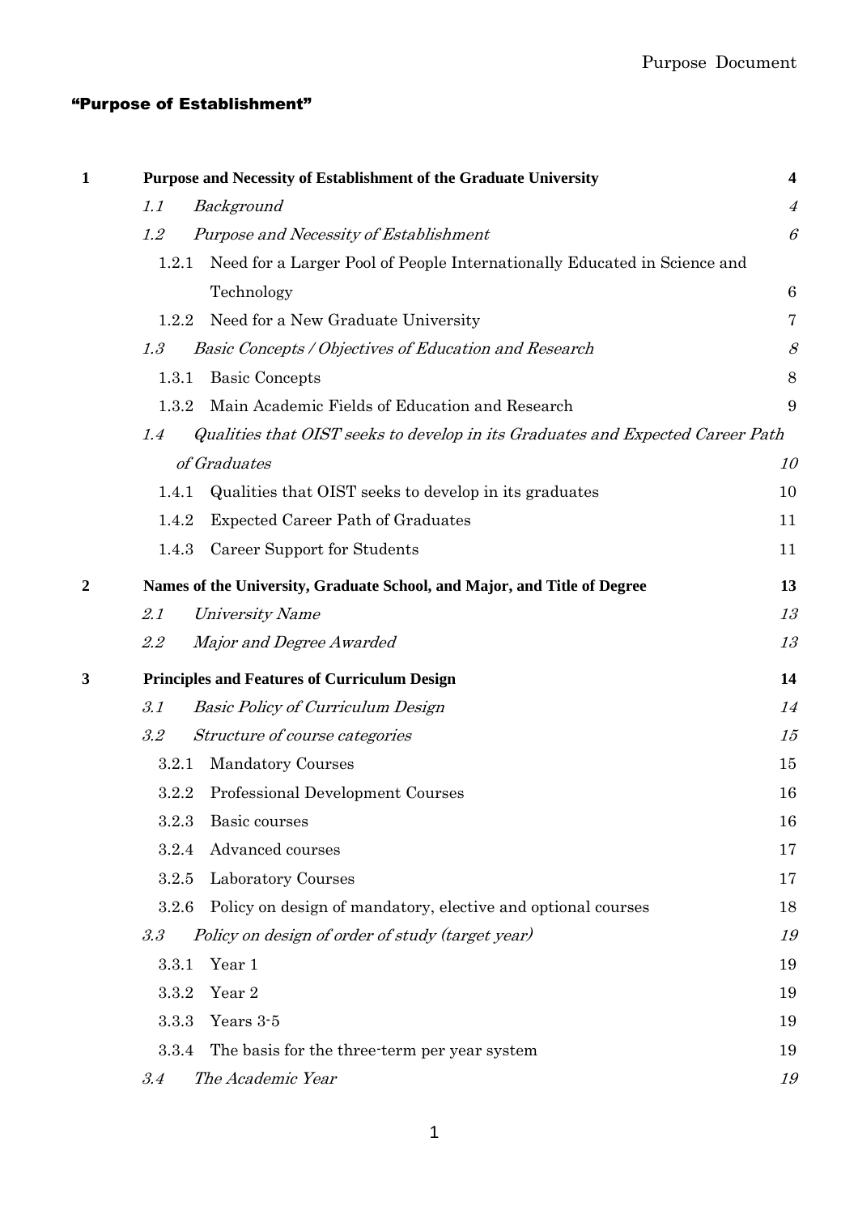# "Purpose of Establishment"

| | | |
|---|---|---|
| **1** | **Purpose and Necessity of Establishment of the Graduate University** | **4** |
| | *1.1 Background* | *4* |
| | *1.2 Purpose and Necessity of Establishment* | *6* |
| | 1.2.1 Need for a Larger Pool of People Internationally Educated in Science and Technology | 6 |
| | 1.2.2 Need for a New Graduate University | 7 |
| | *1.3 Basic Concepts / Objectives of Education and Research* | *8* |
| | 1.3.1 Basic Concepts | 8 |
| | 1.3.2 Main Academic Fields of Education and Research | 9 |
| | *1.4 Qualities that OIST seeks to develop in its Graduates and Expected Career Path of Graduates* | *10* |
| | 1.4.1 Qualities that OIST seeks to develop in its graduates | 10 |
| | 1.4.2 Expected Career Path of Graduates | 11 |
| | 1.4.3 Career Support for Students | 11 |
| **2** | **Names of the University, Graduate School, and Major, and Title of Degree** | **13** |
| | *2.1 University Name* | *13* |
| | *2.2 Major and Degree Awarded* | *13* |
| **3** | **Principles and Features of Curriculum Design** | **14** |
| | *3.1 Basic Policy of Curriculum Design* | *14* |
| | *3.2 Structure of course categories* | *15* |
| | 3.2.1 Mandatory Courses | 15 |
| | 3.2.2 Professional Development Courses | 16 |
| | 3.2.3 Basic courses | 16 |
| | 3.2.4 Advanced courses | 17 |
| | 3.2.5 Laboratory Courses | 17 |
| | 3.2.6 Policy on design of mandatory, elective and optional courses | 18 |
| | *3.3 Policy on design of order of study (target year)* | *19* |
| | 3.3.1 Year 1 | 19 |
| | 3.3.2 Year 2 | 19 |
| | 3.3.3 Years 3-5 | 19 |
| | 3.3.4 The basis for the three-term per year system | 19 |
| | *3.4 The Academic Year* | *19* |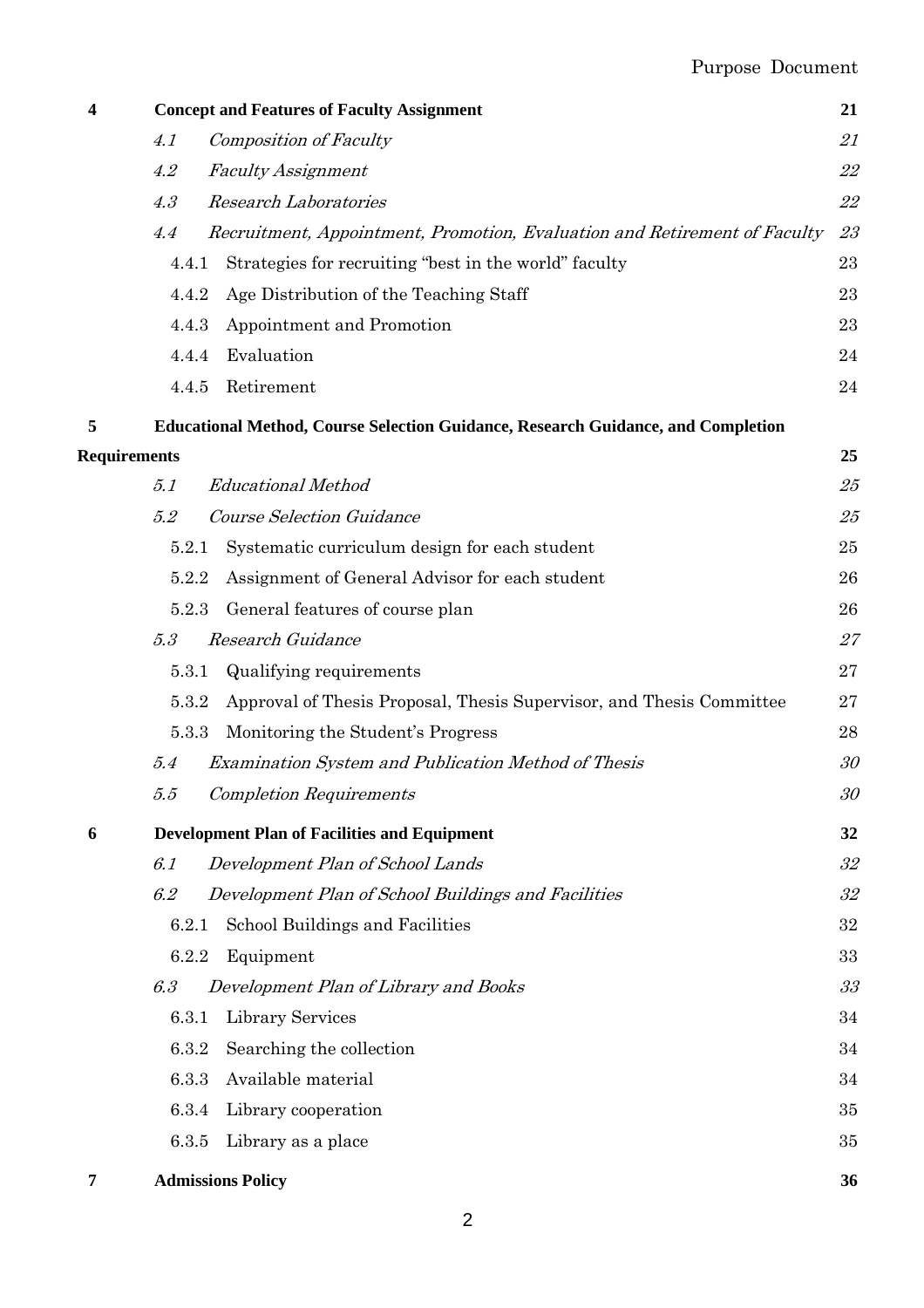| | | |
|---|---|---|
| **4** | **Concept and Features of Faculty Assignment** | **21** |
| | *4.1 Composition of Faculty* | *21* |
| | *4.2 Faculty Assignment* | *22* |
| | *4.3 Research Laboratories* | *22* |
| | *4.4 Recruitment, Appointment, Promotion, Evaluation and Retirement of Faculty* | *23* |
| | 4.4.1 Strategies for recruiting "best in the world" faculty | 23 |
| | 4.4.2 Age Distribution of the Teaching Staff | 23 |
| | 4.4.3 Appointment and Promotion | 23 |
| | 4.4.4 Evaluation | 24 |
| | 4.4.5 Retirement | 24 |
| **5** | **Educational Method, Course Selection Guidance, Research Guidance, and Completion Requirements** | **25** |
| | *5.1 Educational Method* | *25* |
| | *5.2 Course Selection Guidance* | *25* |
| | 5.2.1 Systematic curriculum design for each student | 25 |
| | 5.2.2 Assignment of General Advisor for each student | 26 |
| | 5.2.3 General features of course plan | 26 |
| | *5.3 Research Guidance* | *27* |
| | 5.3.1 Qualifying requirements | 27 |
| | 5.3.2 Approval of Thesis Proposal, Thesis Supervisor, and Thesis Committee | 27 |
| | 5.3.3 Monitoring the Student's Progress | 28 |
| | *5.4 Examination System and Publication Method of Thesis* | *30* |
| | *5.5 Completion Requirements* | *30* |
| **6** | **Development Plan of Facilities and Equipment** | **32** |
| | *6.1 Development Plan of School Lands* | *32* |
| | *6.2 Development Plan of School Buildings and Facilities* | *32* |
| | 6.2.1 School Buildings and Facilities | 32 |
| | 6.2.2 Equipment | 33 |
| | *6.3 Development Plan of Library and Books* | *33* |
| | 6.3.1 Library Services | 34 |
| | 6.3.2 Searching the collection | 34 |
| | 6.3.3 Available material | 34 |
| | 6.3.4 Library cooperation | 35 |
| | 6.3.5 Library as a place | 35 |
| **7** | **Admissions Policy** | **36** |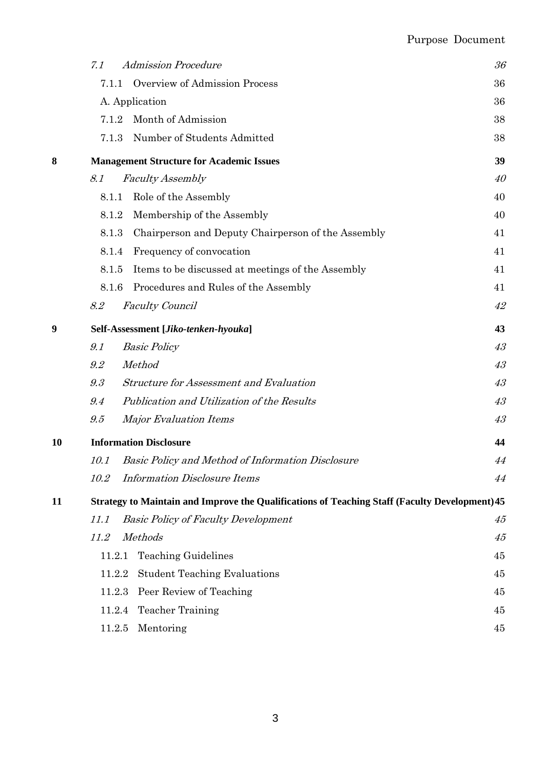| | | |
|---|---|---|
| *7.1* | *Admission Procedure* | *36* |
| 7.1.1 | Overview of Admission Process | 36 |
| | A. Application | 36 |
| 7.1.2 | Month of Admission | 38 |
| 7.1.3 | Number of Students Admitted | 38 |
| **8** | **Management Structure for Academic Issues** | **39** |
| *8.1* | *Faculty Assembly* | *40* |
| 8.1.1 | Role of the Assembly | 40 |
| 8.1.2 | Membership of the Assembly | 40 |
| 8.1.3 | Chairperson and Deputy Chairperson of the Assembly | 41 |
| 8.1.4 | Frequency of convocation | 41 |
| 8.1.5 | Items to be discussed at meetings of the Assembly | 41 |
| 8.1.6 | Procedures and Rules of the Assembly | 41 |
| *8.2* | *Faculty Council* | *42* |
| **9** | **Self-Assessment [*Jiko-tenken-hyouka*]** | **43** |
| *9.1* | *Basic Policy* | *43* |
| *9.2* | *Method* | *43* |
| *9.3* | *Structure for Assessment and Evaluation* | *43* |
| *9.4* | *Publication and Utilization of the Results* | *43* |
| *9.5* | *Major Evaluation Items* | *43* |
| **10** | **Information Disclosure** | **44** |
| *10.1* | *Basic Policy and Method of Information Disclosure* | *44* |
| *10.2* | *Information Disclosure Items* | *44* |
| **11** | **Strategy to Maintain and Improve the Qualifications of Teaching Staff (Faculty Development)** | **45** |
| *11.1* | *Basic Policy of Faculty Development* | *45* |
| *11.2* | *Methods* | *45* |
| 11.2.1 | Teaching Guidelines | 45 |
| 11.2.2 | Student Teaching Evaluations | 45 |
| 11.2.3 | Peer Review of Teaching | 45 |
| 11.2.4 | Teacher Training | 45 |
| 11.2.5 | Mentoring | 45 |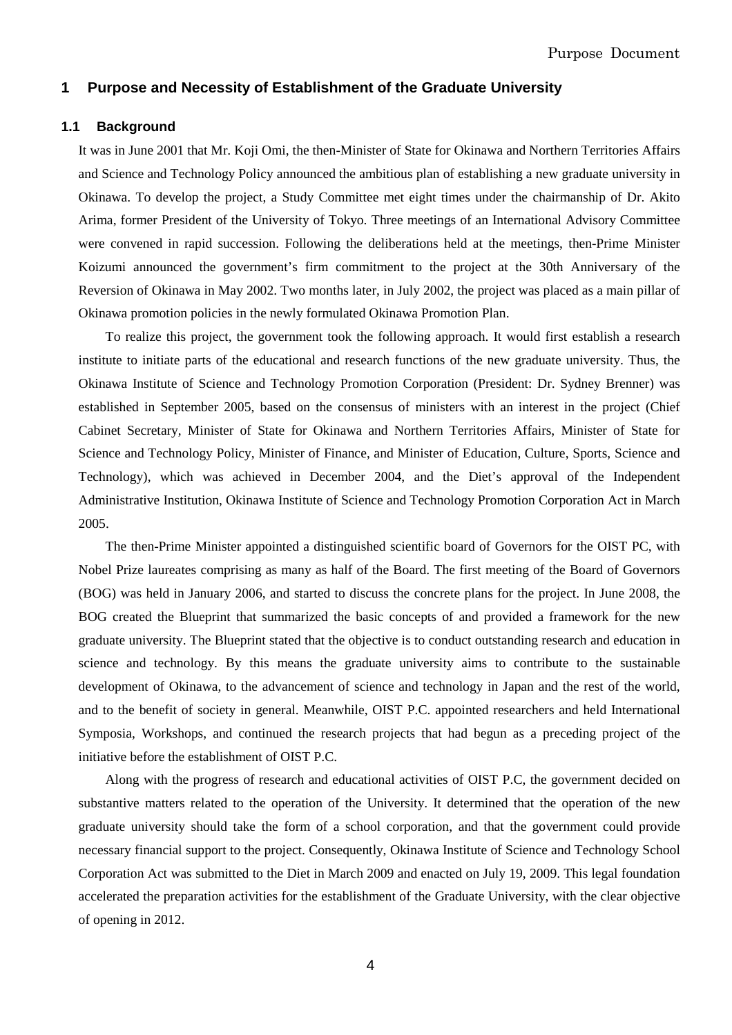## 1 Purpose and Necessity of Establishment of the Graduate University

### 1.1 Background

It was in June 2001 that Mr. Koji Omi, the then-Minister of State for Okinawa and Northern Territories Affairs and Science and Technology Policy announced the ambitious plan of establishing a new graduate university in Okinawa. To develop the project, a Study Committee met eight times under the chairmanship of Dr. Akito Arima, former President of the University of Tokyo. Three meetings of an International Advisory Committee were convened in rapid succession. Following the deliberations held at the meetings, then-Prime Minister Koizumi announced the government's firm commitment to the project at the 30th Anniversary of the Reversion of Okinawa in May 2002. Two months later, in July 2002, the project was placed as a main pillar of Okinawa promotion policies in the newly formulated Okinawa Promotion Plan.

To realize this project, the government took the following approach. It would first establish a research institute to initiate parts of the educational and research functions of the new graduate university. Thus, the Okinawa Institute of Science and Technology Promotion Corporation (President: Dr. Sydney Brenner) was established in September 2005, based on the consensus of ministers with an interest in the project (Chief Cabinet Secretary, Minister of State for Okinawa and Northern Territories Affairs, Minister of State for Science and Technology Policy, Minister of Finance, and Minister of Education, Culture, Sports, Science and Technology), which was achieved in December 2004, and the Diet's approval of the Independent Administrative Institution, Okinawa Institute of Science and Technology Promotion Corporation Act in March 2005.

The then-Prime Minister appointed a distinguished scientific board of Governors for the OIST PC, with Nobel Prize laureates comprising as many as half of the Board. The first meeting of the Board of Governors (BOG) was held in January 2006, and started to discuss the concrete plans for the project. In June 2008, the BOG created the Blueprint that summarized the basic concepts of and provided a framework for the new graduate university. The Blueprint stated that the objective is to conduct outstanding research and education in science and technology. By this means the graduate university aims to contribute to the sustainable development of Okinawa, to the advancement of science and technology in Japan and the rest of the world, and to the benefit of society in general. Meanwhile, OIST P.C. appointed researchers and held International Symposia, Workshops, and continued the research projects that had begun as a preceding project of the initiative before the establishment of OIST P.C.

Along with the progress of research and educational activities of OIST P.C, the government decided on substantive matters related to the operation of the University. It determined that the operation of the new graduate university should take the form of a school corporation, and that the government could provide necessary financial support to the project. Consequently, Okinawa Institute of Science and Technology School Corporation Act was submitted to the Diet in March 2009 and enacted on July 19, 2009. This legal foundation accelerated the preparation activities for the establishment of the Graduate University, with the clear objective of opening in 2012.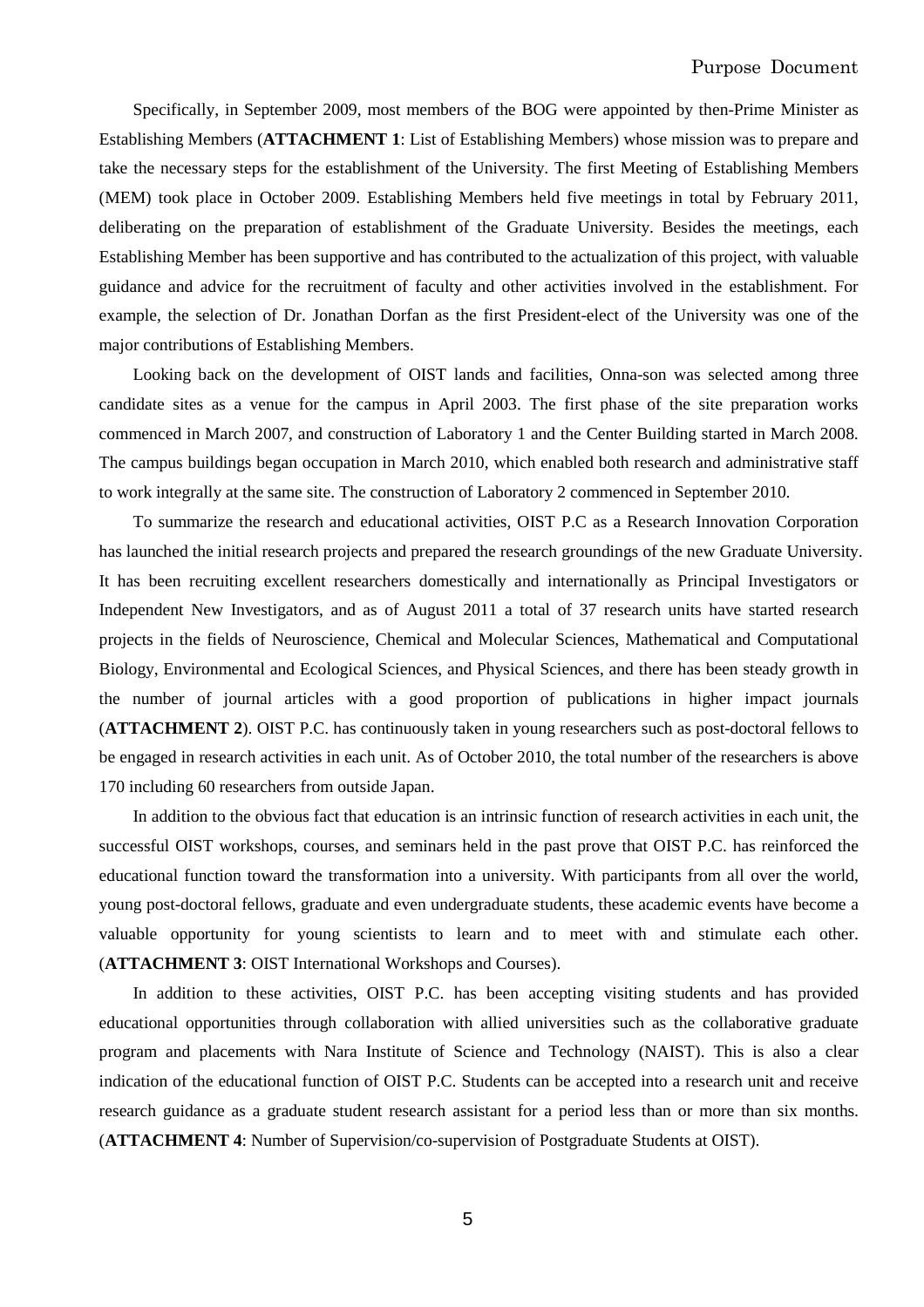Specifically, in September 2009, most members of the BOG were appointed by then-Prime Minister as Establishing Members (**ATTACHMENT 1**: List of Establishing Members) whose mission was to prepare and take the necessary steps for the establishment of the University. The first Meeting of Establishing Members (MEM) took place in October 2009. Establishing Members held five meetings in total by February 2011, deliberating on the preparation of establishment of the Graduate University. Besides the meetings, each Establishing Member has been supportive and has contributed to the actualization of this project, with valuable guidance and advice for the recruitment of faculty and other activities involved in the establishment. For example, the selection of Dr. Jonathan Dorfan as the first President-elect of the University was one of the major contributions of Establishing Members.

Looking back on the development of OIST lands and facilities, Onna-son was selected among three candidate sites as a venue for the campus in April 2003. The first phase of the site preparation works commenced in March 2007, and construction of Laboratory 1 and the Center Building started in March 2008. The campus buildings began occupation in March 2010, which enabled both research and administrative staff to work integrally at the same site. The construction of Laboratory 2 commenced in September 2010.

To summarize the research and educational activities, OIST P.C as a Research Innovation Corporation has launched the initial research projects and prepared the research groundings of the new Graduate University. It has been recruiting excellent researchers domestically and internationally as Principal Investigators or Independent New Investigators, and as of August 2011 a total of 37 research units have started research projects in the fields of Neuroscience, Chemical and Molecular Sciences, Mathematical and Computational Biology, Environmental and Ecological Sciences, and Physical Sciences, and there has been steady growth in the number of journal articles with a good proportion of publications in higher impact journals (**ATTACHMENT 2**). OIST P.C. has continuously taken in young researchers such as post-doctoral fellows to be engaged in research activities in each unit. As of October 2010, the total number of the researchers is above 170 including 60 researchers from outside Japan.

In addition to the obvious fact that education is an intrinsic function of research activities in each unit, the successful OIST workshops, courses, and seminars held in the past prove that OIST P.C. has reinforced the educational function toward the transformation into a university. With participants from all over the world, young post-doctoral fellows, graduate and even undergraduate students, these academic events have become a valuable opportunity for young scientists to learn and to meet with and stimulate each other. (**ATTACHMENT 3**: OIST International Workshops and Courses).

In addition to these activities, OIST P.C. has been accepting visiting students and has provided educational opportunities through collaboration with allied universities such as the collaborative graduate program and placements with Nara Institute of Science and Technology (NAIST). This is also a clear indication of the educational function of OIST P.C. Students can be accepted into a research unit and receive research guidance as a graduate student research assistant for a period less than or more than six months. (**ATTACHMENT 4**: Number of Supervision/co-supervision of Postgraduate Students at OIST).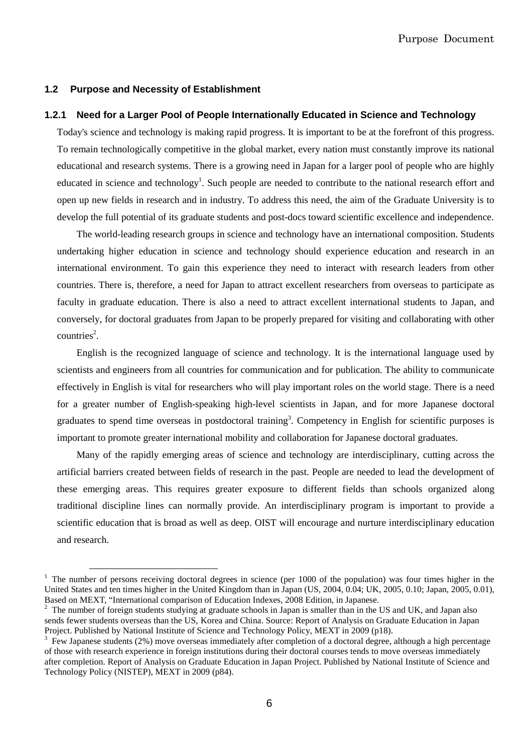## 1.2 Purpose and Necessity of Establishment

### 1.2.1 Need for a Larger Pool of People Internationally Educated in Science and Technology

Today's science and technology is making rapid progress. It is important to be at the forefront of this progress. To remain technologically competitive in the global market, every nation must constantly improve its national educational and research systems. There is a growing need in Japan for a larger pool of people who are highly educated in science and technology[1]. Such people are needed to contribute to the national research effort and open up new fields in research and in industry. To address this need, the aim of the Graduate University is to develop the full potential of its graduate students and post-docs toward scientific excellence and independence.

The world-leading research groups in science and technology have an international composition. Students undertaking higher education in science and technology should experience education and research in an international environment. To gain this experience they need to interact with research leaders from other countries. There is, therefore, a need for Japan to attract excellent researchers from overseas to participate as faculty in graduate education. There is also a need to attract excellent international students to Japan, and conversely, for doctoral graduates from Japan to be properly prepared for visiting and collaborating with other countries[2].

English is the recognized language of science and technology. It is the international language used by scientists and engineers from all countries for communication and for publication. The ability to communicate effectively in English is vital for researchers who will play important roles on the world stage. There is a need for a greater number of English-speaking high-level scientists in Japan, and for more Japanese doctoral graduates to spend time overseas in postdoctoral training[3]. Competency in English for scientific purposes is important to promote greater international mobility and collaboration for Japanese doctoral graduates.

Many of the rapidly emerging areas of science and technology are interdisciplinary, cutting across the artificial barriers created between fields of research in the past. People are needed to lead the development of these emerging areas. This requires greater exposure to different fields than schools organized along traditional discipline lines can normally provide. An interdisciplinary program is important to provide a scientific education that is broad as well as deep. OIST will encourage and nurture interdisciplinary education and research.

---

[1] The number of persons receiving doctoral degrees in science (per 1000 of the population) was four times higher in the United States and ten times higher in the United Kingdom than in Japan (US, 2004, 0.04; UK, 2005, 0.10; Japan, 2005, 0.01), Based on MEXT, "International comparison of Education Indexes, 2008 Edition, in Japanese.

[2] The number of foreign students studying at graduate schools in Japan is smaller than in the US and UK, and Japan also sends fewer students overseas than the US, Korea and China. Source: Report of Analysis on Graduate Education in Japan Project. Published by National Institute of Science and Technology Policy, MEXT in 2009 (p18).

[3] Few Japanese students (2%) move overseas immediately after completion of a doctoral degree, although a high percentage of those with research experience in foreign institutions during their doctoral courses tends to move overseas immediately after completion. Report of Analysis on Graduate Education in Japan Project. Published by National Institute of Science and Technology Policy (NISTEP), MEXT in 2009 (p84).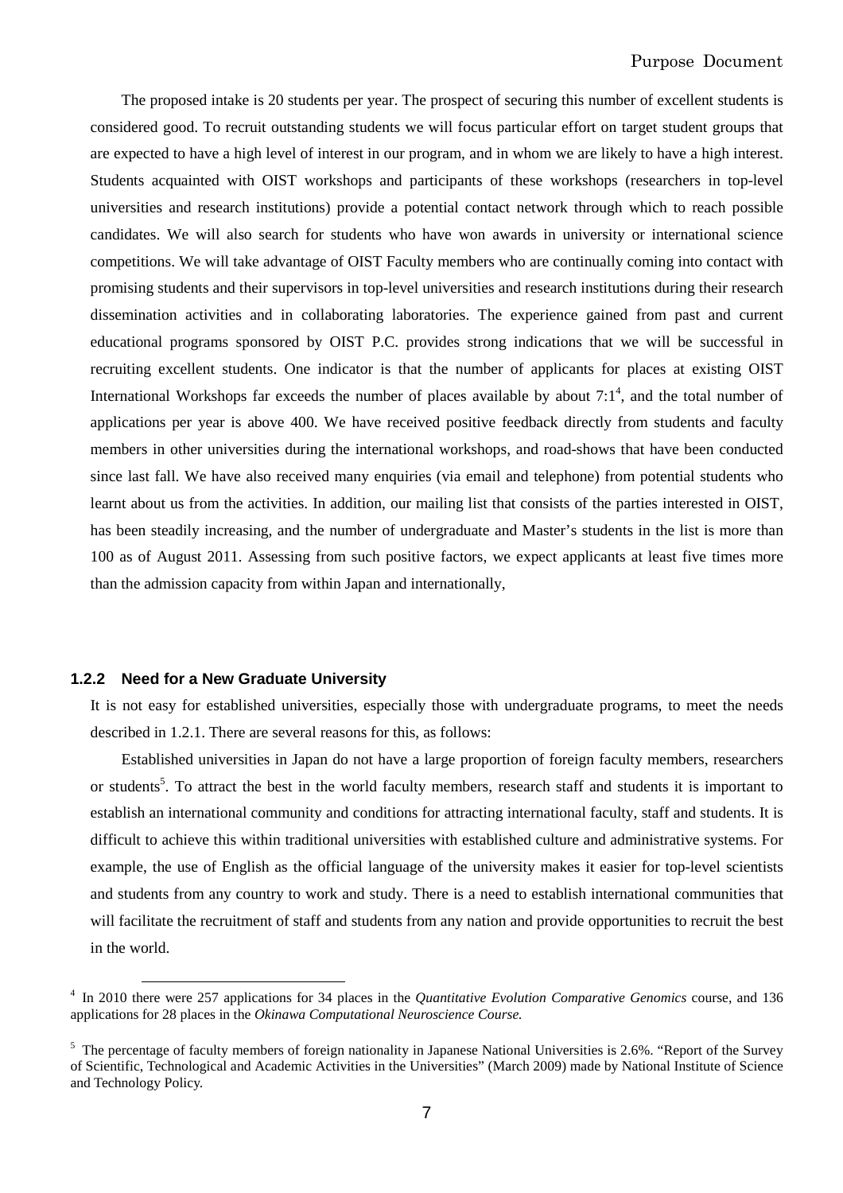The proposed intake is 20 students per year. The prospect of securing this number of excellent students is considered good. To recruit outstanding students we will focus particular effort on target student groups that are expected to have a high level of interest in our program, and in whom we are likely to have a high interest. Students acquainted with OIST workshops and participants of these workshops (researchers in top-level universities and research institutions) provide a potential contact network through which to reach possible candidates. We will also search for students who have won awards in university or international science competitions. We will take advantage of OIST Faculty members who are continually coming into contact with promising students and their supervisors in top-level universities and research institutions during their research dissemination activities and in collaborating laboratories. The experience gained from past and current educational programs sponsored by OIST P.C. provides strong indications that we will be successful in recruiting excellent students. One indicator is that the number of applicants for places at existing OIST International Workshops far exceeds the number of places available by about 7:1[4], and the total number of applications per year is above 400. We have received positive feedback directly from students and faculty members in other universities during the international workshops, and road-shows that have been conducted since last fall. We have also received many enquiries (via email and telephone) from potential students who learnt about us from the activities. In addition, our mailing list that consists of the parties interested in OIST, has been steadily increasing, and the number of undergraduate and Master's students in the list is more than 100 as of August 2011. Assessing from such positive factors, we expect applicants at least five times more than the admission capacity from within Japan and internationally,

### 1.2.2 Need for a New Graduate University

It is not easy for established universities, especially those with undergraduate programs, to meet the needs described in 1.2.1. There are several reasons for this, as follows:

Established universities in Japan do not have a large proportion of foreign faculty members, researchers or students[5]. To attract the best in the world faculty members, research staff and students it is important to establish an international community and conditions for attracting international faculty, staff and students. It is difficult to achieve this within traditional universities with established culture and administrative systems. For example, the use of English as the official language of the university makes it easier for top-level scientists and students from any country to work and study. There is a need to establish international communities that will facilitate the recruitment of staff and students from any nation and provide opportunities to recruit the best in the world.

---

[4] In 2010 there were 257 applications for 34 places in the *Quantitative Evolution Comparative Genomics* course, and 136 applications for 28 places in the *Okinawa Computational Neuroscience Course.*

[5] The percentage of faculty members of foreign nationality in Japanese National Universities is 2.6%. "Report of the Survey of Scientific, Technological and Academic Activities in the Universities" (March 2009) made by National Institute of Science and Technology Policy.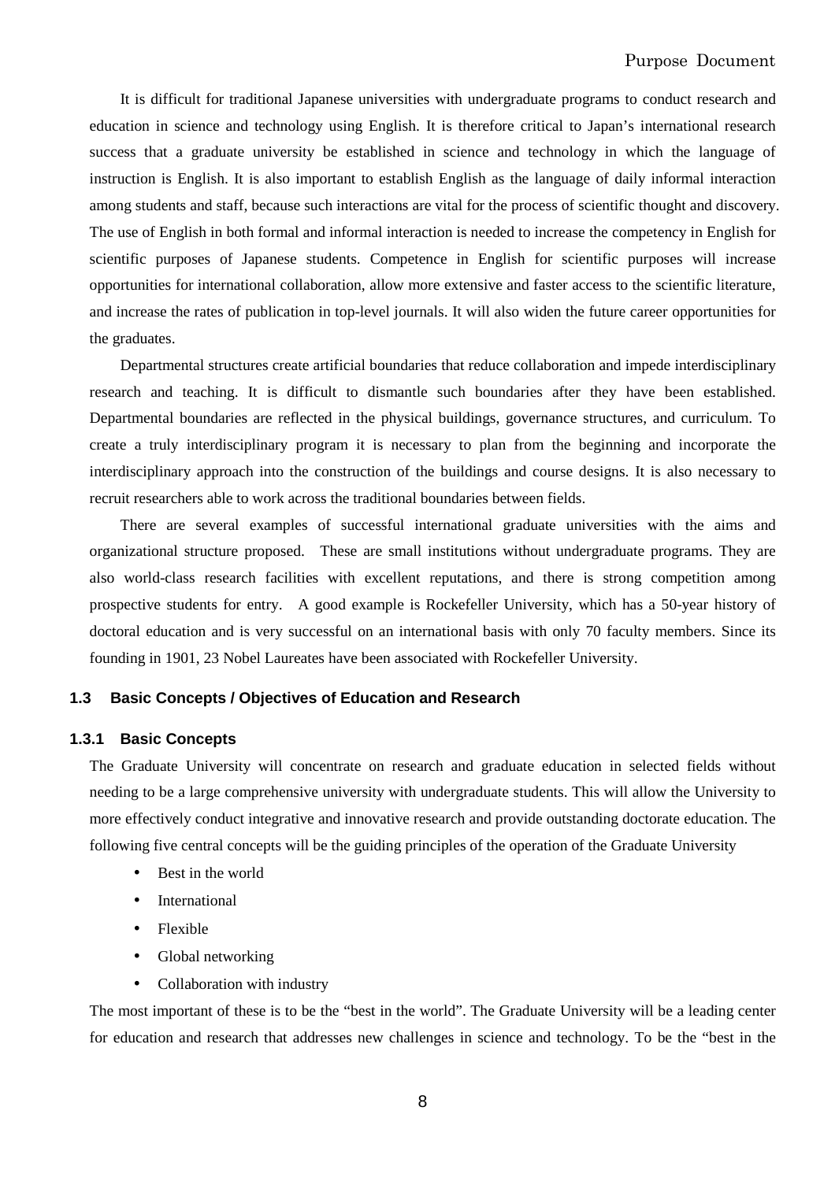It is difficult for traditional Japanese universities with undergraduate programs to conduct research and education in science and technology using English. It is therefore critical to Japan's international research success that a graduate university be established in science and technology in which the language of instruction is English. It is also important to establish English as the language of daily informal interaction among students and staff, because such interactions are vital for the process of scientific thought and discovery. The use of English in both formal and informal interaction is needed to increase the competency in English for scientific purposes of Japanese students. Competence in English for scientific purposes will increase opportunities for international collaboration, allow more extensive and faster access to the scientific literature, and increase the rates of publication in top-level journals. It will also widen the future career opportunities for the graduates.

Departmental structures create artificial boundaries that reduce collaboration and impede interdisciplinary research and teaching. It is difficult to dismantle such boundaries after they have been established. Departmental boundaries are reflected in the physical buildings, governance structures, and curriculum. To create a truly interdisciplinary program it is necessary to plan from the beginning and incorporate the interdisciplinary approach into the construction of the buildings and course designs. It is also necessary to recruit researchers able to work across the traditional boundaries between fields.

There are several examples of successful international graduate universities with the aims and organizational structure proposed. These are small institutions without undergraduate programs. They are also world-class research facilities with excellent reputations, and there is strong competition among prospective students for entry. A good example is Rockefeller University, which has a 50-year history of doctoral education and is very successful on an international basis with only 70 faculty members. Since its founding in 1901, 23 Nobel Laureates have been associated with Rockefeller University.

### 1.3 Basic Concepts / Objectives of Education and Research

#### 1.3.1 Basic Concepts

The Graduate University will concentrate on research and graduate education in selected fields without needing to be a large comprehensive university with undergraduate students. This will allow the University to more effectively conduct integrative and innovative research and provide outstanding doctorate education. The following five central concepts will be the guiding principles of the operation of the Graduate University

- Best in the world
- International
- Flexible
- Global networking
- Collaboration with industry

The most important of these is to be the "best in the world". The Graduate University will be a leading center for education and research that addresses new challenges in science and technology. To be the "best in the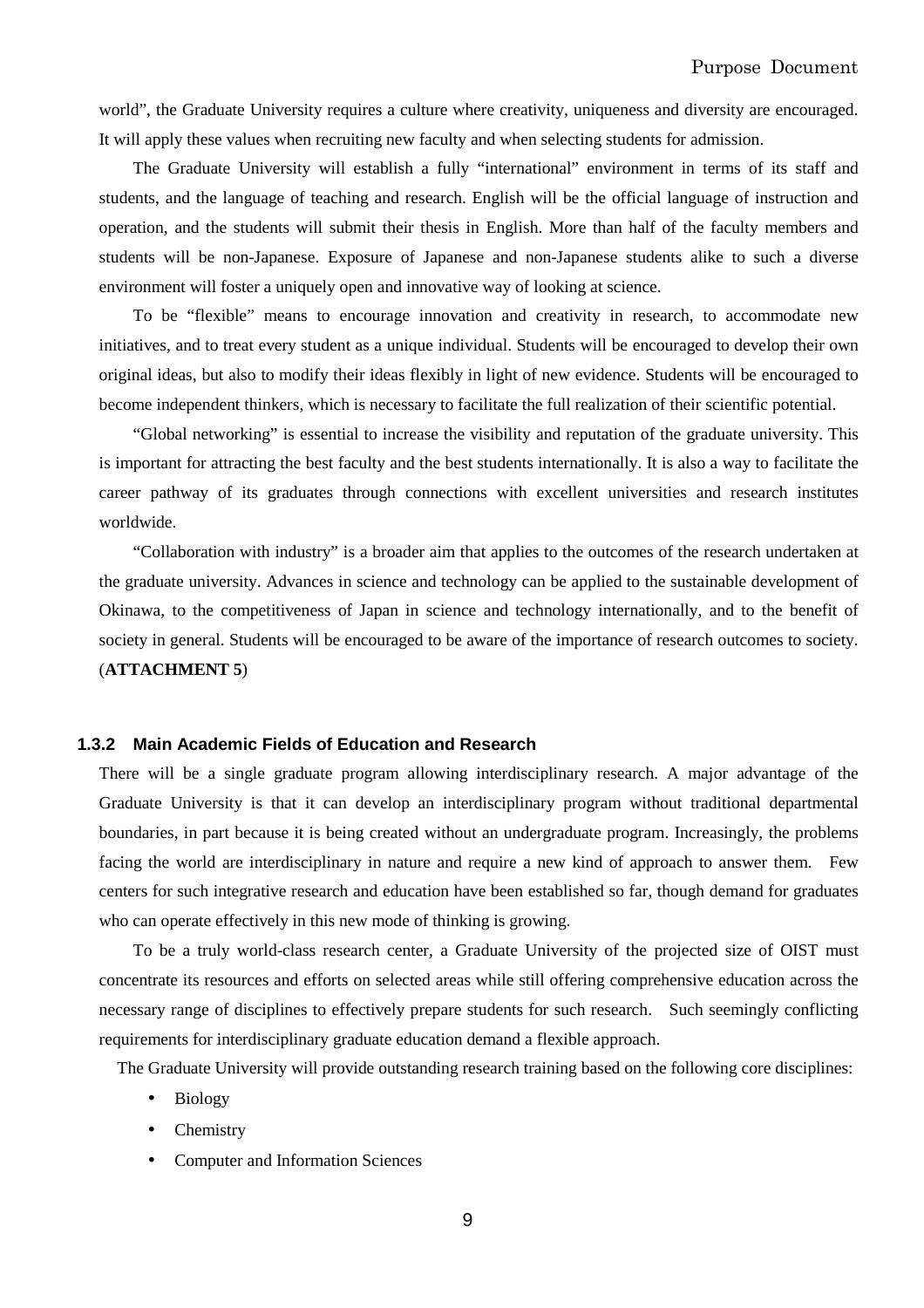world", the Graduate University requires a culture where creativity, uniqueness and diversity are encouraged. It will apply these values when recruiting new faculty and when selecting students for admission.

The Graduate University will establish a fully "international" environment in terms of its staff and students, and the language of teaching and research. English will be the official language of instruction and operation, and the students will submit their thesis in English. More than half of the faculty members and students will be non-Japanese. Exposure of Japanese and non-Japanese students alike to such a diverse environment will foster a uniquely open and innovative way of looking at science.

To be "flexible" means to encourage innovation and creativity in research, to accommodate new initiatives, and to treat every student as a unique individual. Students will be encouraged to develop their own original ideas, but also to modify their ideas flexibly in light of new evidence. Students will be encouraged to become independent thinkers, which is necessary to facilitate the full realization of their scientific potential.

"Global networking" is essential to increase the visibility and reputation of the graduate university. This is important for attracting the best faculty and the best students internationally. It is also a way to facilitate the career pathway of its graduates through connections with excellent universities and research institutes worldwide.

"Collaboration with industry" is a broader aim that applies to the outcomes of the research undertaken at the graduate university. Advances in science and technology can be applied to the sustainable development of Okinawa, to the competitiveness of Japan in science and technology internationally, and to the benefit of society in general. Students will be encouraged to be aware of the importance of research outcomes to society. (**ATTACHMENT 5**)

### 1.3.2 Main Academic Fields of Education and Research

There will be a single graduate program allowing interdisciplinary research. A major advantage of the Graduate University is that it can develop an interdisciplinary program without traditional departmental boundaries, in part because it is being created without an undergraduate program. Increasingly, the problems facing the world are interdisciplinary in nature and require a new kind of approach to answer them. Few centers for such integrative research and education have been established so far, though demand for graduates who can operate effectively in this new mode of thinking is growing.

To be a truly world-class research center, a Graduate University of the projected size of OIST must concentrate its resources and efforts on selected areas while still offering comprehensive education across the necessary range of disciplines to effectively prepare students for such research. Such seemingly conflicting requirements for interdisciplinary graduate education demand a flexible approach.

The Graduate University will provide outstanding research training based on the following core disciplines:

- Biology
- Chemistry
- Computer and Information Sciences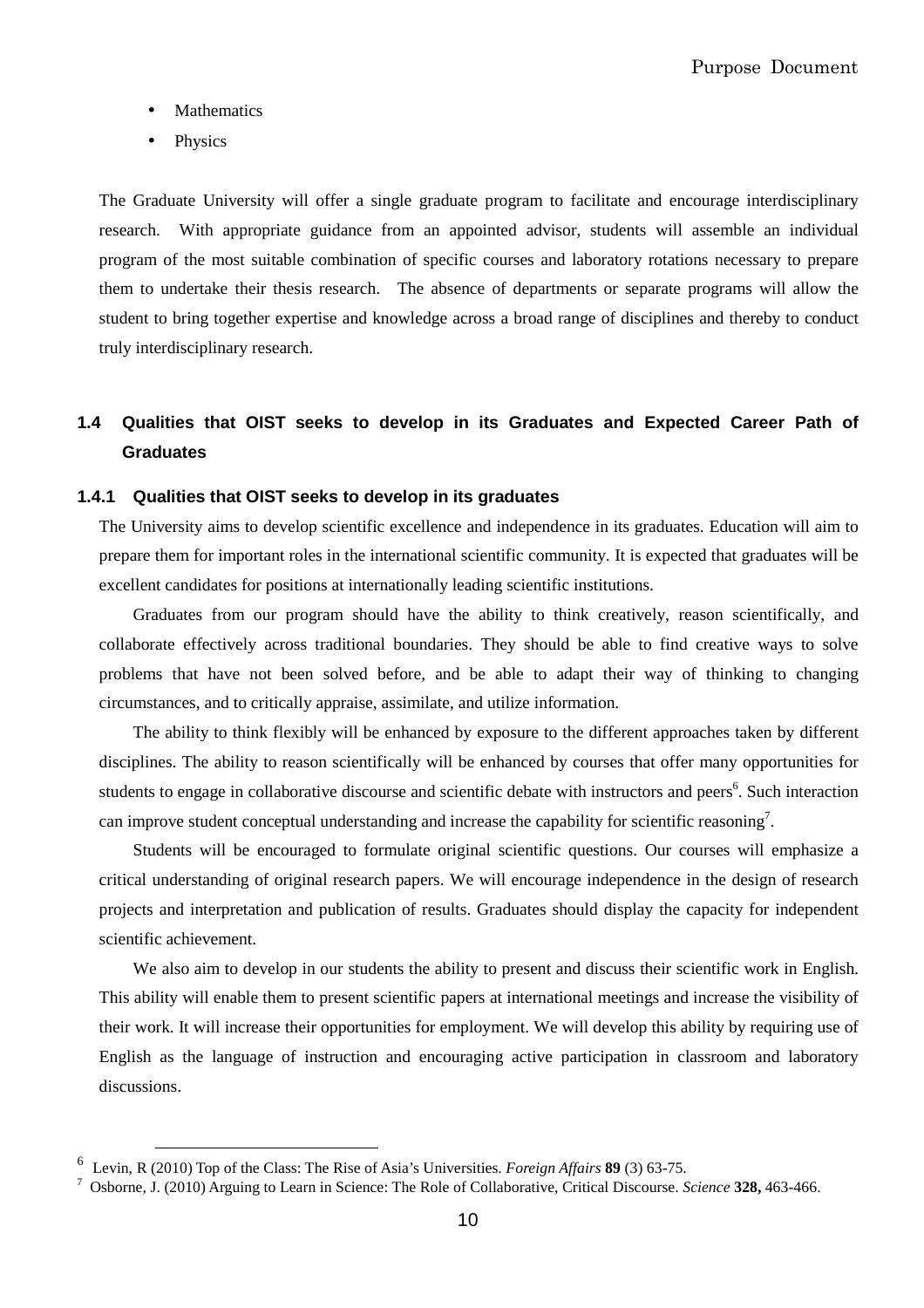- Mathematics
- Physics

The Graduate University will offer a single graduate program to facilitate and encourage interdisciplinary research. With appropriate guidance from an appointed advisor, students will assemble an individual program of the most suitable combination of specific courses and laboratory rotations necessary to prepare them to undertake their thesis research. The absence of departments or separate programs will allow the student to bring together expertise and knowledge across a broad range of disciplines and thereby to conduct truly interdisciplinary research.

## 1.4 Qualities that OIST seeks to develop in its Graduates and Expected Career Path of Graduates

### 1.4.1 Qualities that OIST seeks to develop in its graduates

The University aims to develop scientific excellence and independence in its graduates. Education will aim to prepare them for important roles in the international scientific community. It is expected that graduates will be excellent candidates for positions at internationally leading scientific institutions.

Graduates from our program should have the ability to think creatively, reason scientifically, and collaborate effectively across traditional boundaries. They should be able to find creative ways to solve problems that have not been solved before, and be able to adapt their way of thinking to changing circumstances, and to critically appraise, assimilate, and utilize information.

The ability to think flexibly will be enhanced by exposure to the different approaches taken by different disciplines. The ability to reason scientifically will be enhanced by courses that offer many opportunities for students to engage in collaborative discourse and scientific debate with instructors and peers[6]. Such interaction can improve student conceptual understanding and increase the capability for scientific reasoning[7].

Students will be encouraged to formulate original scientific questions. Our courses will emphasize a critical understanding of original research papers. We will encourage independence in the design of research projects and interpretation and publication of results. Graduates should display the capacity for independent scientific achievement.

We also aim to develop in our students the ability to present and discuss their scientific work in English. This ability will enable them to present scientific papers at international meetings and increase the visibility of their work. It will increase their opportunities for employment. We will develop this ability by requiring use of English as the language of instruction and encouraging active participation in classroom and laboratory discussions.

---

[6] Levin, R (2010) Top of the Class: The Rise of Asia's Universities. *Foreign Affairs* **89** (3) 63-75.

[7] Osborne, J. (2010) Arguing to Learn in Science: The Role of Collaborative, Critical Discourse. *Science* **328,** 463-466.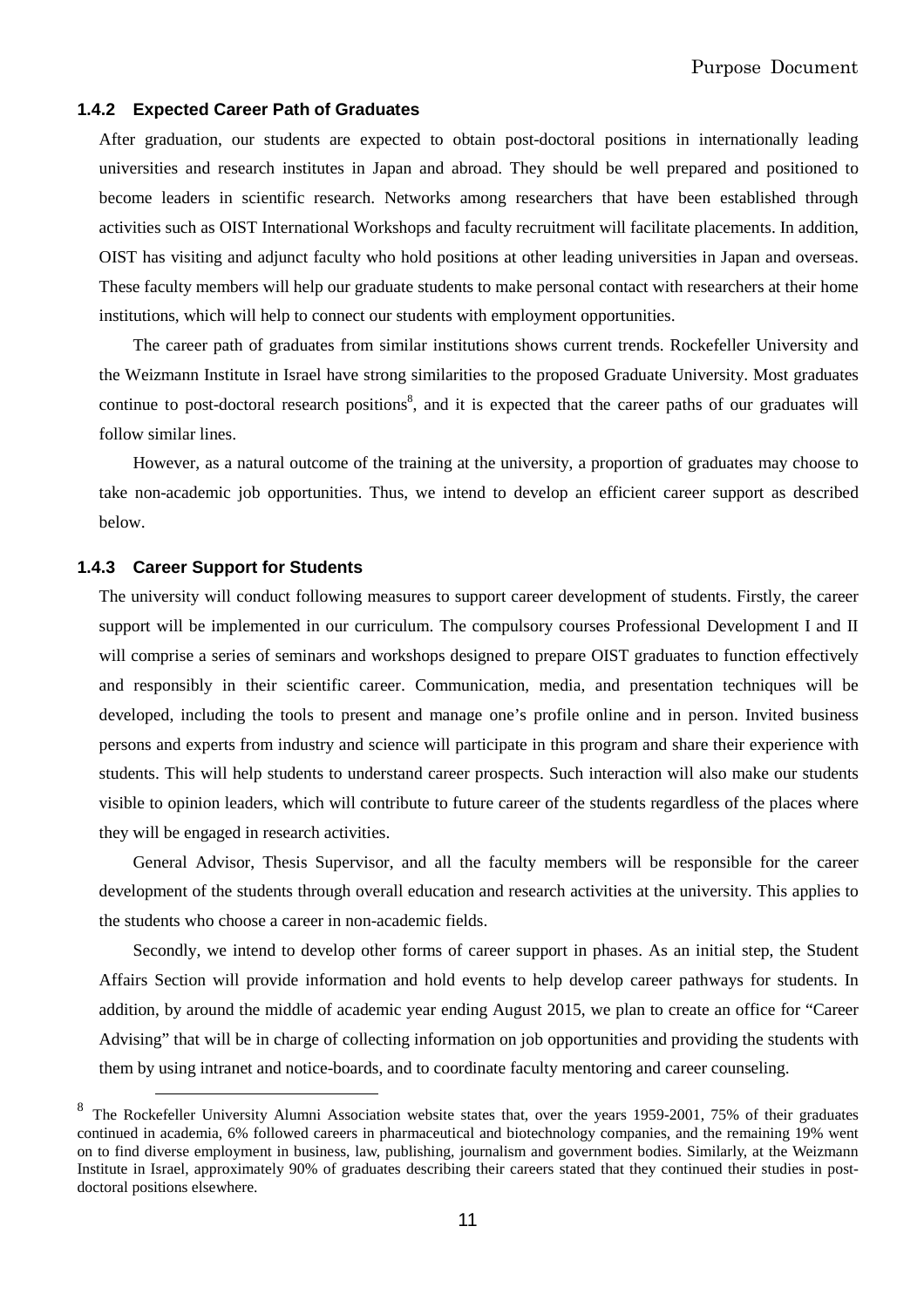### 1.4.2 Expected Career Path of Graduates

After graduation, our students are expected to obtain post-doctoral positions in internationally leading universities and research institutes in Japan and abroad. They should be well prepared and positioned to become leaders in scientific research. Networks among researchers that have been established through activities such as OIST International Workshops and faculty recruitment will facilitate placements. In addition, OIST has visiting and adjunct faculty who hold positions at other leading universities in Japan and overseas. These faculty members will help our graduate students to make personal contact with researchers at their home institutions, which will help to connect our students with employment opportunities.

The career path of graduates from similar institutions shows current trends. Rockefeller University and the Weizmann Institute in Israel have strong similarities to the proposed Graduate University. Most graduates continue to post-doctoral research positions[8], and it is expected that the career paths of our graduates will follow similar lines.

However, as a natural outcome of the training at the university, a proportion of graduates may choose to take non-academic job opportunities. Thus, we intend to develop an efficient career support as described below.

### 1.4.3 Career Support for Students

The university will conduct following measures to support career development of students. Firstly, the career support will be implemented in our curriculum. The compulsory courses Professional Development I and II will comprise a series of seminars and workshops designed to prepare OIST graduates to function effectively and responsibly in their scientific career. Communication, media, and presentation techniques will be developed, including the tools to present and manage one's profile online and in person. Invited business persons and experts from industry and science will participate in this program and share their experience with students. This will help students to understand career prospects. Such interaction will also make our students visible to opinion leaders, which will contribute to future career of the students regardless of the places where they will be engaged in research activities.

General Advisor, Thesis Supervisor, and all the faculty members will be responsible for the career development of the students through overall education and research activities at the university. This applies to the students who choose a career in non-academic fields.

Secondly, we intend to develop other forms of career support in phases. As an initial step, the Student Affairs Section will provide information and hold events to help develop career pathways for students. In addition, by around the middle of academic year ending August 2015, we plan to create an office for "Career Advising" that will be in charge of collecting information on job opportunities and providing the students with them by using intranet and notice-boards, and to coordinate faculty mentoring and career counseling.

---

[8] The Rockefeller University Alumni Association website states that, over the years 1959-2001, 75% of their graduates continued in academia, 6% followed careers in pharmaceutical and biotechnology companies, and the remaining 19% went on to find diverse employment in business, law, publishing, journalism and government bodies. Similarly, at the Weizmann Institute in Israel, approximately 90% of graduates describing their careers stated that they continued their studies in post-doctoral positions elsewhere.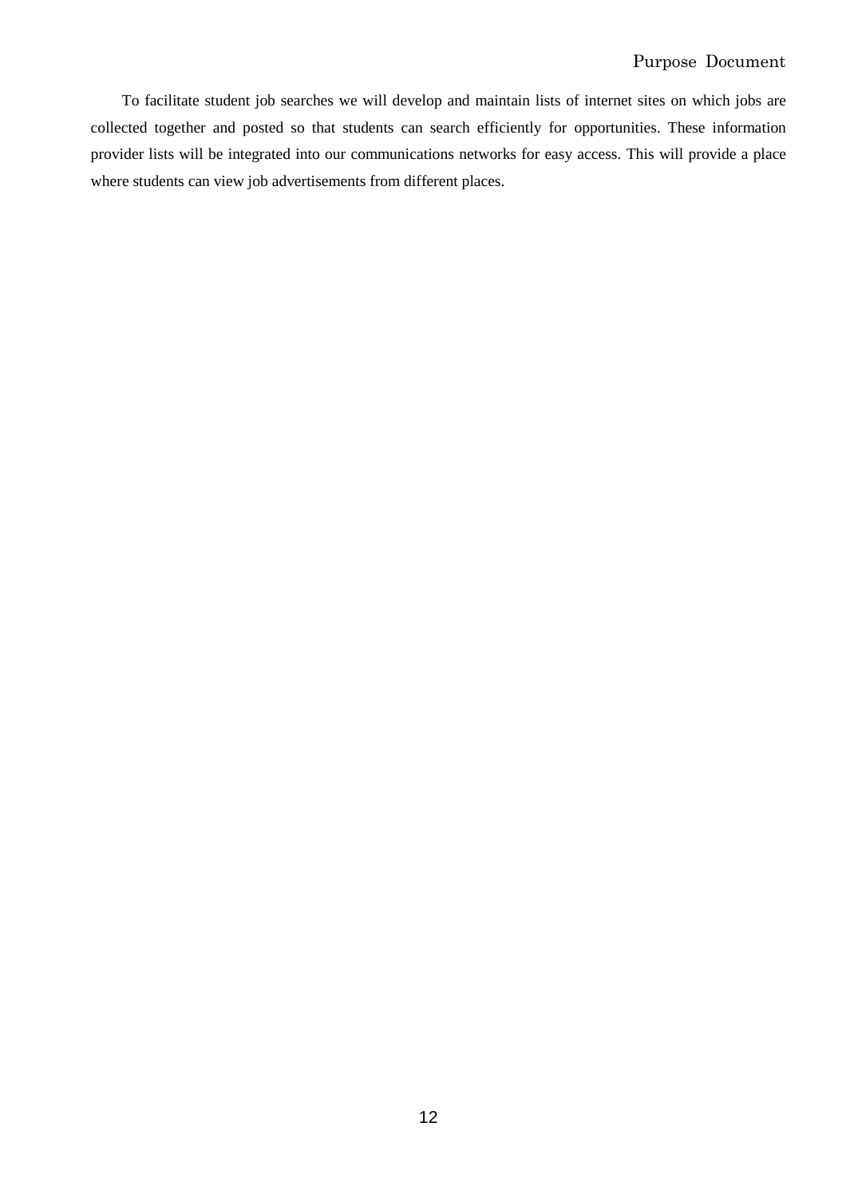To facilitate student job searches we will develop and maintain lists of internet sites on which jobs are collected together and posted so that students can search efficiently for opportunities. These information provider lists will be integrated into our communications networks for easy access. This will provide a place where students can view job advertisements from different places.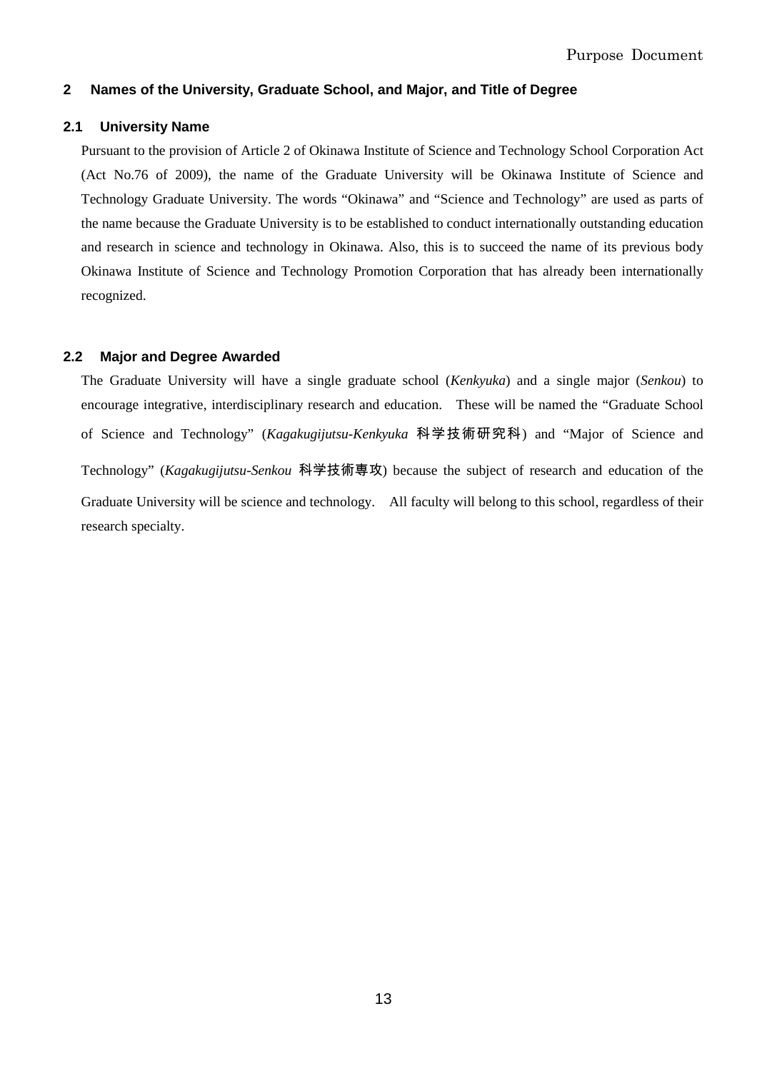## 2 Names of the University, Graduate School, and Major, and Title of Degree

### 2.1 University Name

Pursuant to the provision of Article 2 of Okinawa Institute of Science and Technology School Corporation Act (Act No.76 of 2009), the name of the Graduate University will be Okinawa Institute of Science and Technology Graduate University. The words "Okinawa" and "Science and Technology" are used as parts of the name because the Graduate University is to be established to conduct internationally outstanding education and research in science and technology in Okinawa. Also, this is to succeed the name of its previous body Okinawa Institute of Science and Technology Promotion Corporation that has already been internationally recognized.

### 2.2 Major and Degree Awarded

The Graduate University will have a single graduate school (*Kenkyuka*) and a single major (*Senkou*) to encourage integrative, interdisciplinary research and education. These will be named the "Graduate School of Science and Technology" (*Kagakugijutsu-Kenkyuka* 科学技術研究科) and "Major of Science and Technology" (*Kagakugijutsu-Senkou* 科学技術専攻) because the subject of research and education of the Graduate University will be science and technology. All faculty will belong to this school, regardless of their research specialty.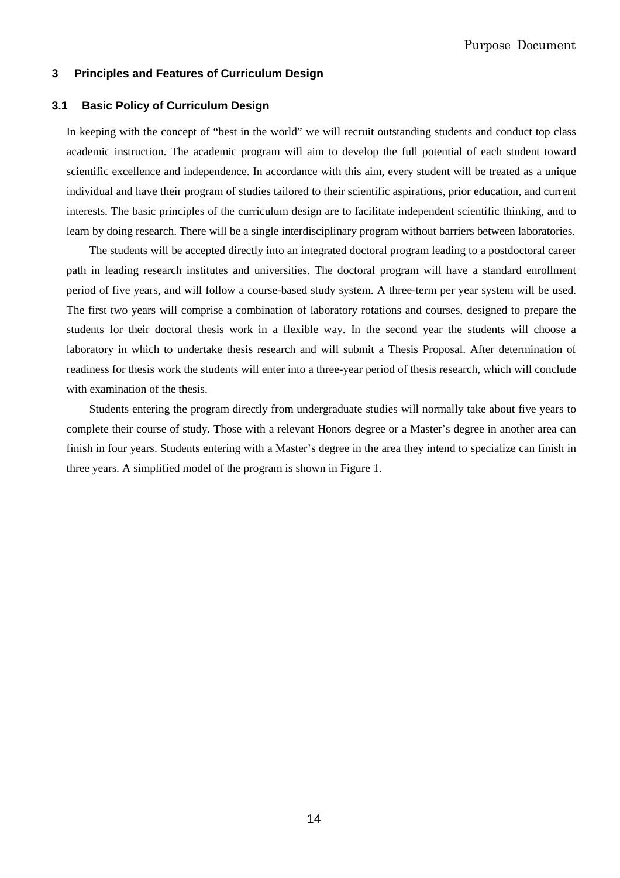## 3 Principles and Features of Curriculum Design

### 3.1 Basic Policy of Curriculum Design

In keeping with the concept of "best in the world" we will recruit outstanding students and conduct top class academic instruction. The academic program will aim to develop the full potential of each student toward scientific excellence and independence. In accordance with this aim, every student will be treated as a unique individual and have their program of studies tailored to their scientific aspirations, prior education, and current interests. The basic principles of the curriculum design are to facilitate independent scientific thinking, and to learn by doing research. There will be a single interdisciplinary program without barriers between laboratories.

The students will be accepted directly into an integrated doctoral program leading to a postdoctoral career path in leading research institutes and universities. The doctoral program will have a standard enrollment period of five years, and will follow a course-based study system. A three-term per year system will be used. The first two years will comprise a combination of laboratory rotations and courses, designed to prepare the students for their doctoral thesis work in a flexible way. In the second year the students will choose a laboratory in which to undertake thesis research and will submit a Thesis Proposal. After determination of readiness for thesis work the students will enter into a three-year period of thesis research, which will conclude with examination of the thesis.

Students entering the program directly from undergraduate studies will normally take about five years to complete their course of study. Those with a relevant Honors degree or a Master's degree in another area can finish in four years. Students entering with a Master's degree in the area they intend to specialize can finish in three years. A simplified model of the program is shown in Figure 1.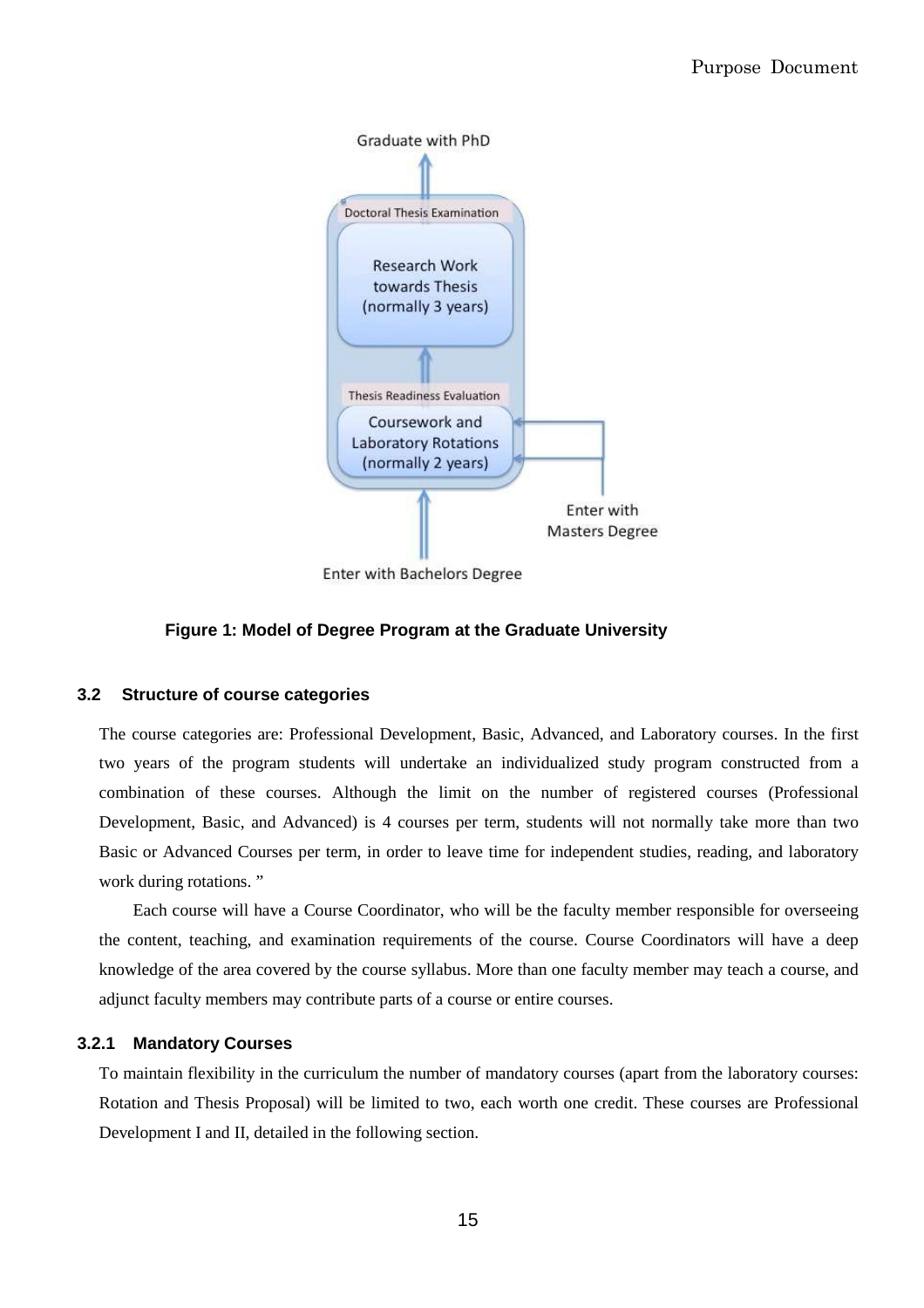Graduate with PhD

Doctoral Thesis Examination

Research Work towards Thesis (normally 3 years)

Thesis Readiness Evaluation

Coursework and Laboratory Rotations (normally 2 years)

Enter with Masters Degree

Enter with Bachelors Degree

**Figure 1: Model of Degree Program at the Graduate University**

### 3.2 Structure of course categories

The course categories are: Professional Development, Basic, Advanced, and Laboratory courses. In the first two years of the program students will undertake an individualized study program constructed from a combination of these courses. Although the limit on the number of registered courses (Professional Development, Basic, and Advanced) is 4 courses per term, students will not normally take more than two Basic or Advanced Courses per term, in order to leave time for independent studies, reading, and laboratory work during rotations. "

Each course will have a Course Coordinator, who will be the faculty member responsible for overseeing the content, teaching, and examination requirements of the course. Course Coordinators will have a deep knowledge of the area covered by the course syllabus. More than one faculty member may teach a course, and adjunct faculty members may contribute parts of a course or entire courses.

#### 3.2.1 Mandatory Courses

To maintain flexibility in the curriculum the number of mandatory courses (apart from the laboratory courses: Rotation and Thesis Proposal) will be limited to two, each worth one credit. These courses are Professional Development I and II, detailed in the following section.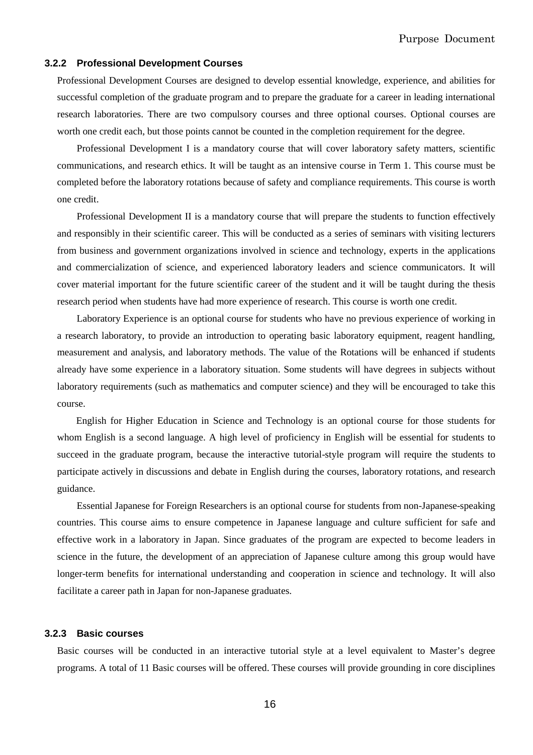### 3.2.2 Professional Development Courses

Professional Development Courses are designed to develop essential knowledge, experience, and abilities for successful completion of the graduate program and to prepare the graduate for a career in leading international research laboratories. There are two compulsory courses and three optional courses. Optional courses are worth one credit each, but those points cannot be counted in the completion requirement for the degree.

Professional Development I is a mandatory course that will cover laboratory safety matters, scientific communications, and research ethics. It will be taught as an intensive course in Term 1. This course must be completed before the laboratory rotations because of safety and compliance requirements. This course is worth one credit.

Professional Development II is a mandatory course that will prepare the students to function effectively and responsibly in their scientific career. This will be conducted as a series of seminars with visiting lecturers from business and government organizations involved in science and technology, experts in the applications and commercialization of science, and experienced laboratory leaders and science communicators. It will cover material important for the future scientific career of the student and it will be taught during the thesis research period when students have had more experience of research. This course is worth one credit.

Laboratory Experience is an optional course for students who have no previous experience of working in a research laboratory, to provide an introduction to operating basic laboratory equipment, reagent handling, measurement and analysis, and laboratory methods. The value of the Rotations will be enhanced if students already have some experience in a laboratory situation. Some students will have degrees in subjects without laboratory requirements (such as mathematics and computer science) and they will be encouraged to take this course.

English for Higher Education in Science and Technology is an optional course for those students for whom English is a second language. A high level of proficiency in English will be essential for students to succeed in the graduate program, because the interactive tutorial-style program will require the students to participate actively in discussions and debate in English during the courses, laboratory rotations, and research guidance.

Essential Japanese for Foreign Researchers is an optional course for students from non-Japanese-speaking countries. This course aims to ensure competence in Japanese language and culture sufficient for safe and effective work in a laboratory in Japan. Since graduates of the program are expected to become leaders in science in the future, the development of an appreciation of Japanese culture among this group would have longer-term benefits for international understanding and cooperation in science and technology. It will also facilitate a career path in Japan for non-Japanese graduates.

### 3.2.3 Basic courses

Basic courses will be conducted in an interactive tutorial style at a level equivalent to Master's degree programs. A total of 11 Basic courses will be offered. These courses will provide grounding in core disciplines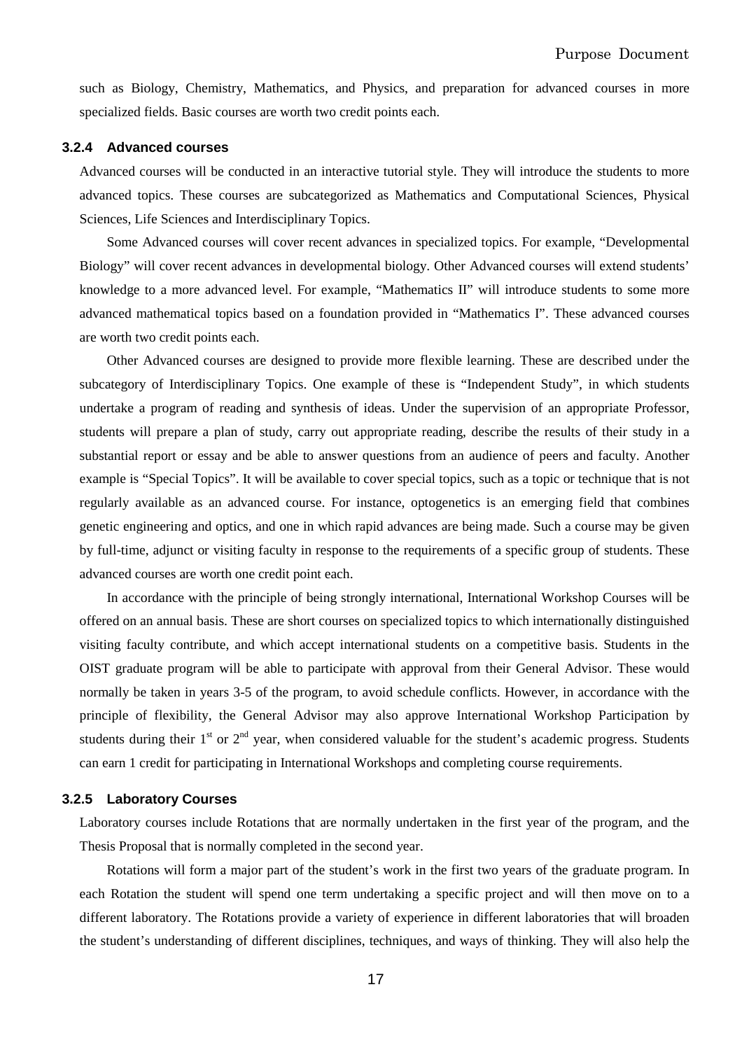such as Biology, Chemistry, Mathematics, and Physics, and preparation for advanced courses in more specialized fields. Basic courses are worth two credit points each.

### 3.2.4 Advanced courses

Advanced courses will be conducted in an interactive tutorial style. They will introduce the students to more advanced topics. These courses are subcategorized as Mathematics and Computational Sciences, Physical Sciences, Life Sciences and Interdisciplinary Topics.

Some Advanced courses will cover recent advances in specialized topics. For example, "Developmental Biology" will cover recent advances in developmental biology. Other Advanced courses will extend students' knowledge to a more advanced level. For example, "Mathematics II" will introduce students to some more advanced mathematical topics based on a foundation provided in "Mathematics I". These advanced courses are worth two credit points each.

Other Advanced courses are designed to provide more flexible learning. These are described under the subcategory of Interdisciplinary Topics. One example of these is "Independent Study", in which students undertake a program of reading and synthesis of ideas. Under the supervision of an appropriate Professor, students will prepare a plan of study, carry out appropriate reading, describe the results of their study in a substantial report or essay and be able to answer questions from an audience of peers and faculty. Another example is "Special Topics". It will be available to cover special topics, such as a topic or technique that is not regularly available as an advanced course. For instance, optogenetics is an emerging field that combines genetic engineering and optics, and one in which rapid advances are being made. Such a course may be given by full-time, adjunct or visiting faculty in response to the requirements of a specific group of students. These advanced courses are worth one credit point each.

In accordance with the principle of being strongly international, International Workshop Courses will be offered on an annual basis. These are short courses on specialized topics to which internationally distinguished visiting faculty contribute, and which accept international students on a competitive basis. Students in the OIST graduate program will be able to participate with approval from their General Advisor. These would normally be taken in years 3-5 of the program, to avoid schedule conflicts. However, in accordance with the principle of flexibility, the General Advisor may also approve International Workshop Participation by students during their 1st or 2nd year, when considered valuable for the student's academic progress. Students can earn 1 credit for participating in International Workshops and completing course requirements.

### 3.2.5 Laboratory Courses

Laboratory courses include Rotations that are normally undertaken in the first year of the program, and the Thesis Proposal that is normally completed in the second year.

Rotations will form a major part of the student's work in the first two years of the graduate program. In each Rotation the student will spend one term undertaking a specific project and will then move on to a different laboratory. The Rotations provide a variety of experience in different laboratories that will broaden the student's understanding of different disciplines, techniques, and ways of thinking. They will also help the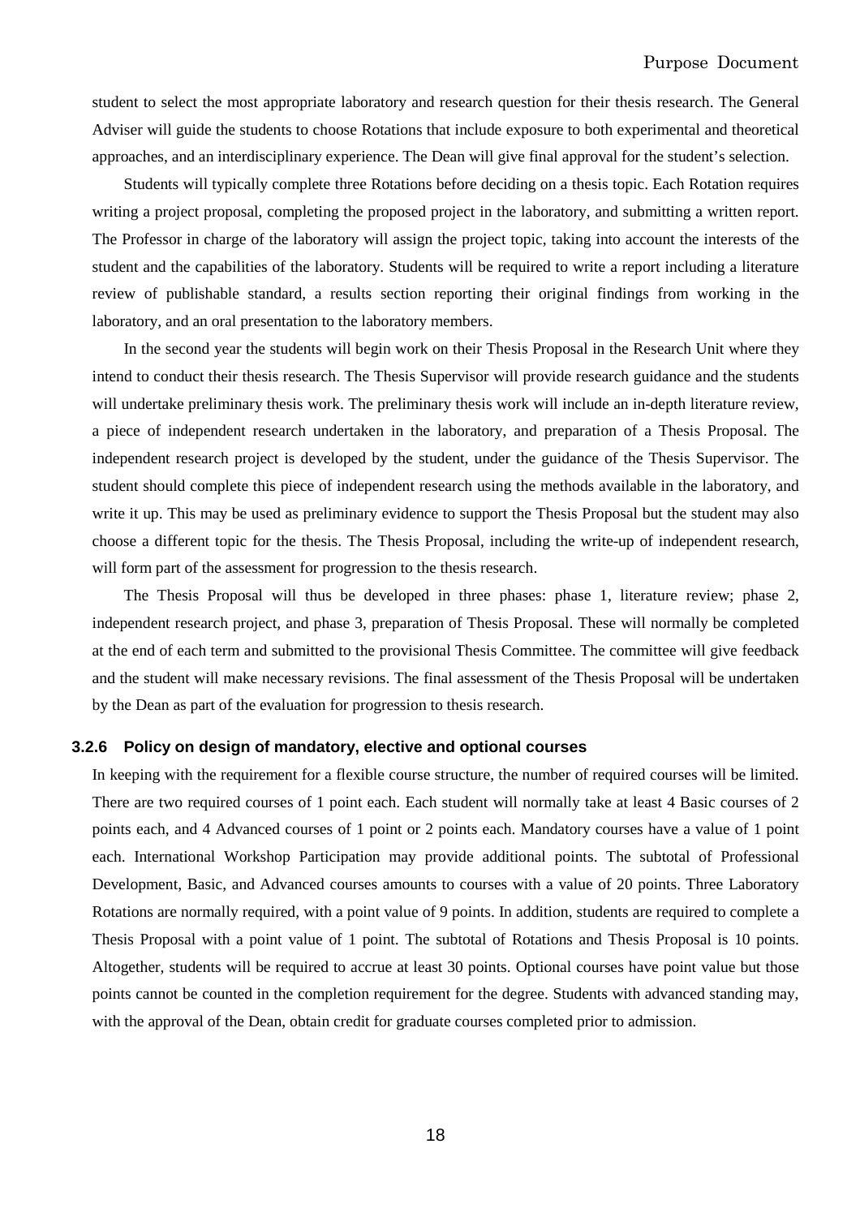student to select the most appropriate laboratory and research question for their thesis research. The General Adviser will guide the students to choose Rotations that include exposure to both experimental and theoretical approaches, and an interdisciplinary experience. The Dean will give final approval for the student's selection.

Students will typically complete three Rotations before deciding on a thesis topic. Each Rotation requires writing a project proposal, completing the proposed project in the laboratory, and submitting a written report. The Professor in charge of the laboratory will assign the project topic, taking into account the interests of the student and the capabilities of the laboratory. Students will be required to write a report including a literature review of publishable standard, a results section reporting their original findings from working in the laboratory, and an oral presentation to the laboratory members.

In the second year the students will begin work on their Thesis Proposal in the Research Unit where they intend to conduct their thesis research. The Thesis Supervisor will provide research guidance and the students will undertake preliminary thesis work. The preliminary thesis work will include an in-depth literature review, a piece of independent research undertaken in the laboratory, and preparation of a Thesis Proposal. The independent research project is developed by the student, under the guidance of the Thesis Supervisor. The student should complete this piece of independent research using the methods available in the laboratory, and write it up. This may be used as preliminary evidence to support the Thesis Proposal but the student may also choose a different topic for the thesis. The Thesis Proposal, including the write-up of independent research, will form part of the assessment for progression to the thesis research.

The Thesis Proposal will thus be developed in three phases: phase 1, literature review; phase 2, independent research project, and phase 3, preparation of Thesis Proposal. These will normally be completed at the end of each term and submitted to the provisional Thesis Committee. The committee will give feedback and the student will make necessary revisions. The final assessment of the Thesis Proposal will be undertaken by the Dean as part of the evaluation for progression to thesis research.

### 3.2.6 Policy on design of mandatory, elective and optional courses

In keeping with the requirement for a flexible course structure, the number of required courses will be limited. There are two required courses of 1 point each. Each student will normally take at least 4 Basic courses of 2 points each, and 4 Advanced courses of 1 point or 2 points each. Mandatory courses have a value of 1 point each. International Workshop Participation may provide additional points. The subtotal of Professional Development, Basic, and Advanced courses amounts to courses with a value of 20 points. Three Laboratory Rotations are normally required, with a point value of 9 points. In addition, students are required to complete a Thesis Proposal with a point value of 1 point. The subtotal of Rotations and Thesis Proposal is 10 points. Altogether, students will be required to accrue at least 30 points. Optional courses have point value but those points cannot be counted in the completion requirement for the degree. Students with advanced standing may, with the approval of the Dean, obtain credit for graduate courses completed prior to admission.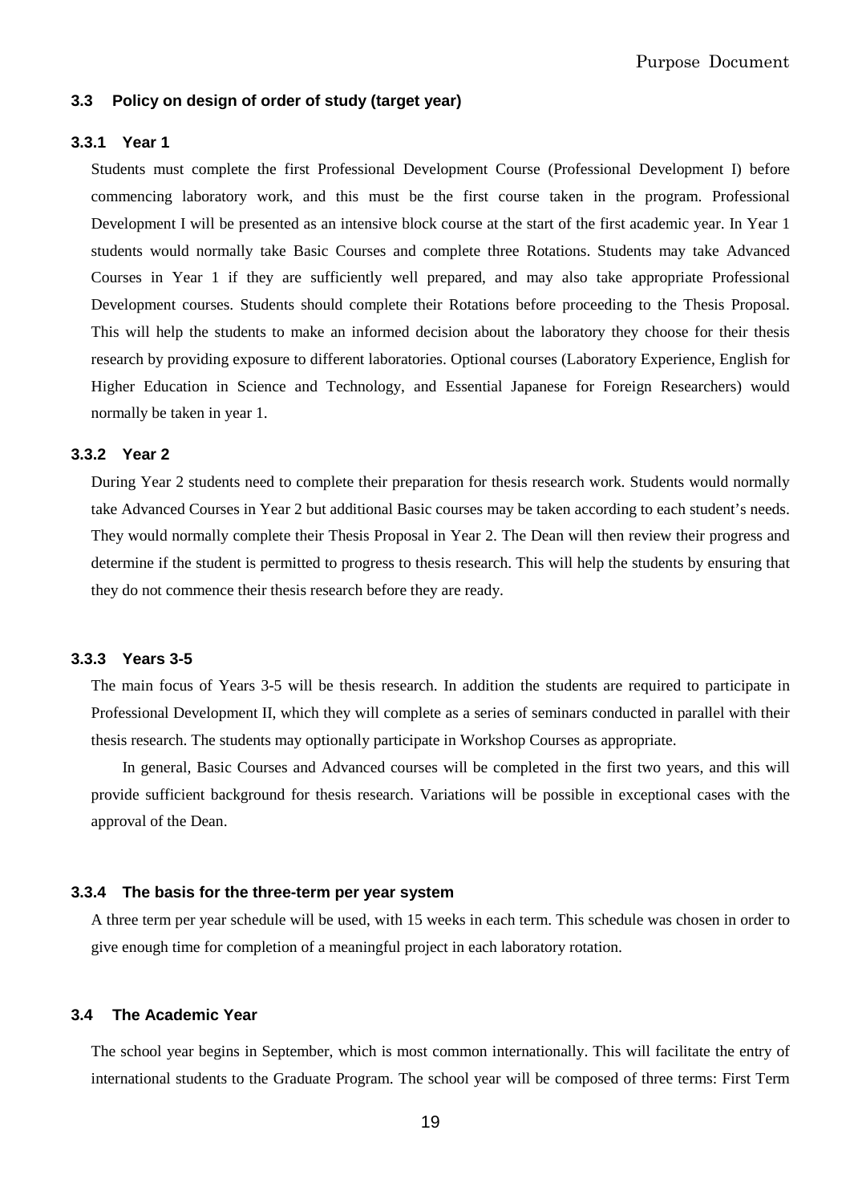### 3.3 Policy on design of order of study (target year)

#### 3.3.1 Year 1

Students must complete the first Professional Development Course (Professional Development I) before commencing laboratory work, and this must be the first course taken in the program. Professional Development I will be presented as an intensive block course at the start of the first academic year. In Year 1 students would normally take Basic Courses and complete three Rotations. Students may take Advanced Courses in Year 1 if they are sufficiently well prepared, and may also take appropriate Professional Development courses. Students should complete their Rotations before proceeding to the Thesis Proposal. This will help the students to make an informed decision about the laboratory they choose for their thesis research by providing exposure to different laboratories. Optional courses (Laboratory Experience, English for Higher Education in Science and Technology, and Essential Japanese for Foreign Researchers) would normally be taken in year 1.

#### 3.3.2 Year 2

During Year 2 students need to complete their preparation for thesis research work. Students would normally take Advanced Courses in Year 2 but additional Basic courses may be taken according to each student's needs. They would normally complete their Thesis Proposal in Year 2. The Dean will then review their progress and determine if the student is permitted to progress to thesis research. This will help the students by ensuring that they do not commence their thesis research before they are ready.

#### 3.3.3 Years 3-5

The main focus of Years 3-5 will be thesis research. In addition the students are required to participate in Professional Development II, which they will complete as a series of seminars conducted in parallel with their thesis research. The students may optionally participate in Workshop Courses as appropriate.

In general, Basic Courses and Advanced courses will be completed in the first two years, and this will provide sufficient background for thesis research. Variations will be possible in exceptional cases with the approval of the Dean.

#### 3.3.4 The basis for the three-term per year system

A three term per year schedule will be used, with 15 weeks in each term. This schedule was chosen in order to give enough time for completion of a meaningful project in each laboratory rotation.

### 3.4 The Academic Year

The school year begins in September, which is most common internationally. This will facilitate the entry of international students to the Graduate Program. The school year will be composed of three terms: First Term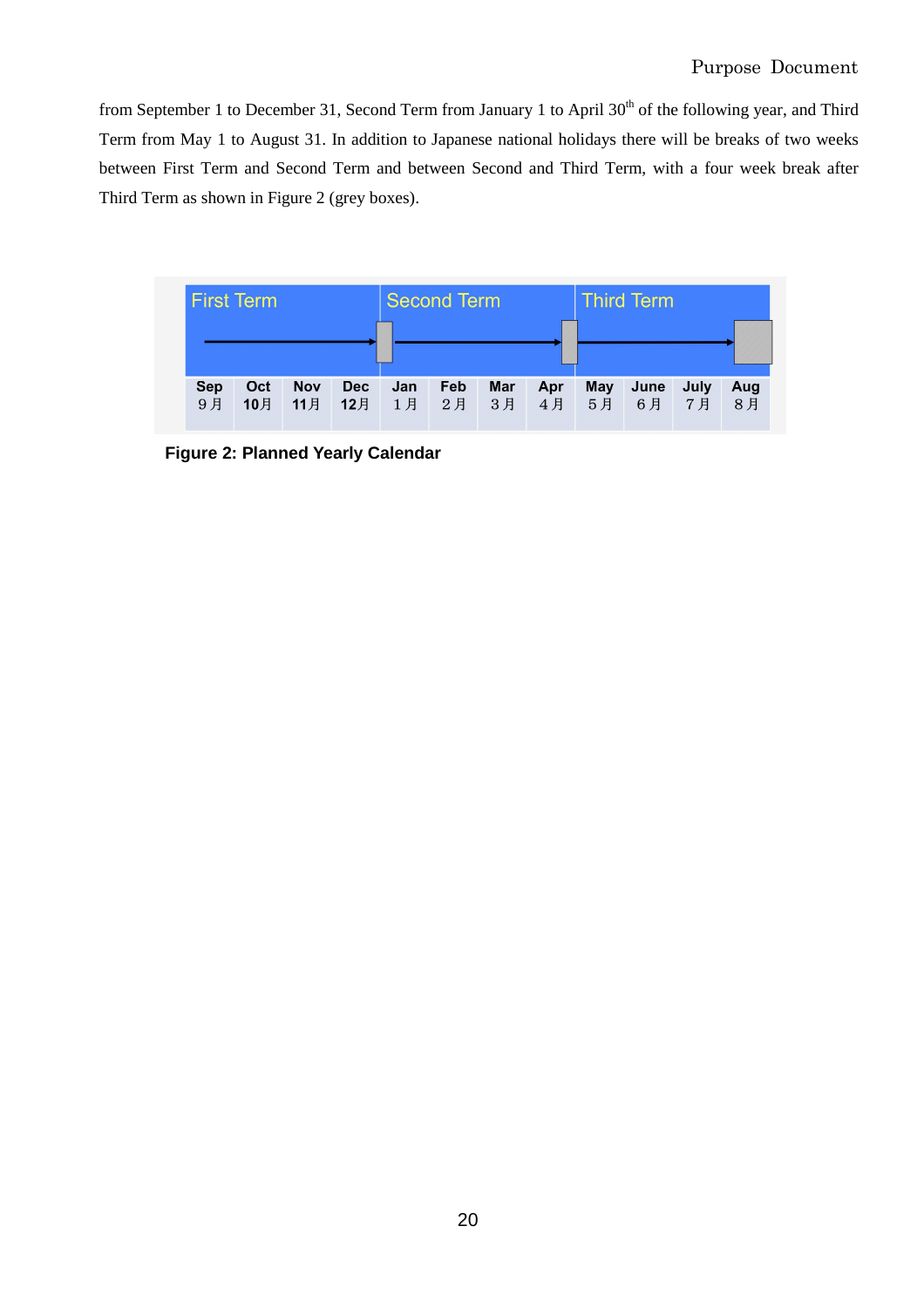from September 1 to December 31, Second Term from January 1 to April 30th of the following year, and Third Term from May 1 to August 31. In addition to Japanese national holidays there will be breaks of two weeks between First Term and Second Term and between Second and Third Term, with a four week break after Third Term as shown in Figure 2 (grey boxes).

| First Term | | | | Second Term | | | | Third Term | | | |
|---|---|---|---|---|---|---|---|---|---|---|---|
| Sep<br>9月 | Oct<br>10月 | Nov<br>11月 | Dec<br>12月 | Jan<br>1月 | Feb<br>2月 | Mar<br>3月 | Apr<br>4月 | May<br>5月 | June<br>6月 | July<br>7月 | Aug<br>8月 |

**Figure 2: Planned Yearly Calendar**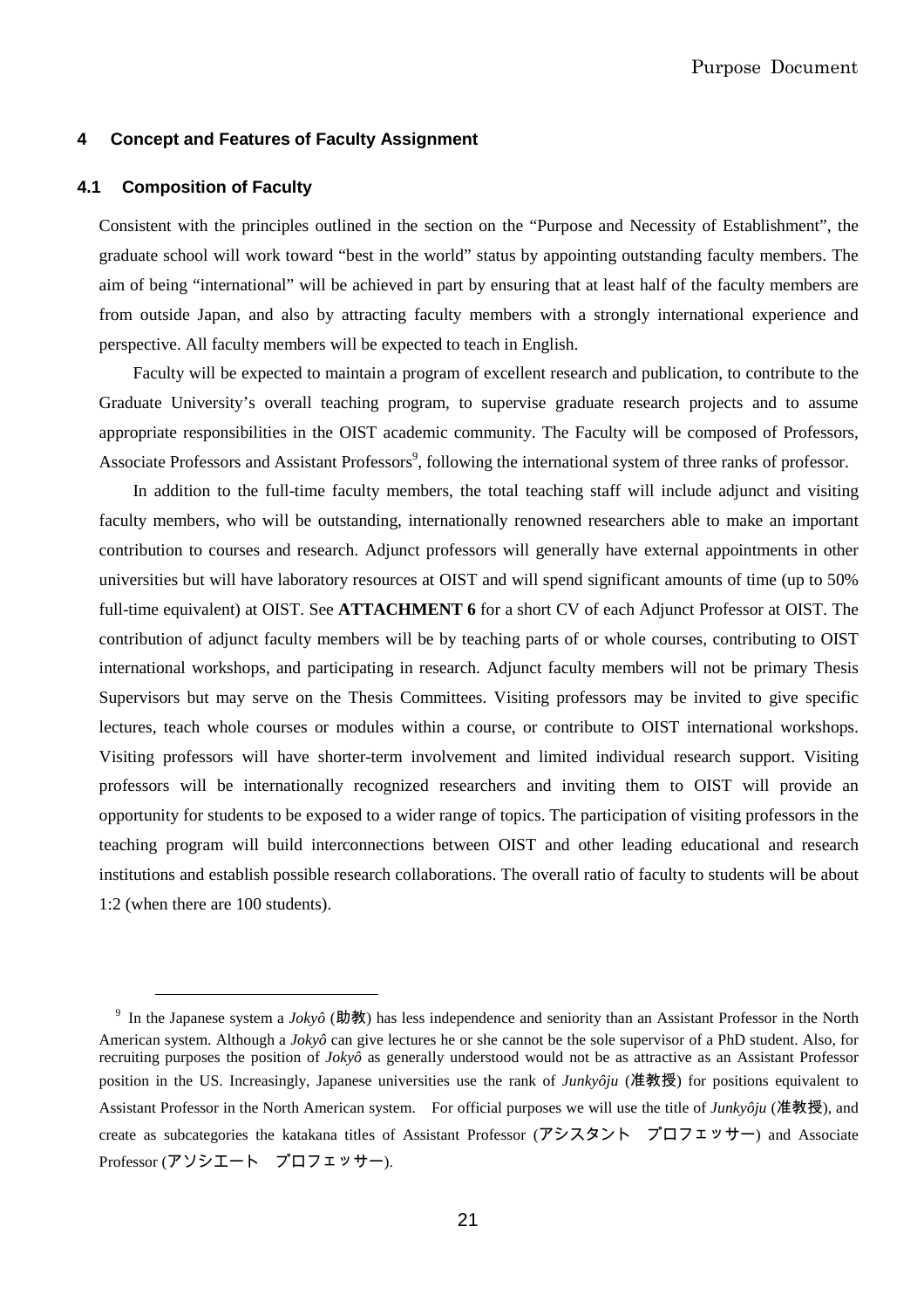## 4 Concept and Features of Faculty Assignment

### 4.1 Composition of Faculty

Consistent with the principles outlined in the section on the "Purpose and Necessity of Establishment", the graduate school will work toward "best in the world" status by appointing outstanding faculty members. The aim of being "international" will be achieved in part by ensuring that at least half of the faculty members are from outside Japan, and also by attracting faculty members with a strongly international experience and perspective. All faculty members will be expected to teach in English.

Faculty will be expected to maintain a program of excellent research and publication, to contribute to the Graduate University's overall teaching program, to supervise graduate research projects and to assume appropriate responsibilities in the OIST academic community. The Faculty will be composed of Professors, Associate Professors and Assistant Professors[9], following the international system of three ranks of professor.

In addition to the full-time faculty members, the total teaching staff will include adjunct and visiting faculty members, who will be outstanding, internationally renowned researchers able to make an important contribution to courses and research. Adjunct professors will generally have external appointments in other universities but will have laboratory resources at OIST and will spend significant amounts of time (up to 50% full-time equivalent) at OIST. See **ATTACHMENT 6** for a short CV of each Adjunct Professor at OIST. The contribution of adjunct faculty members will be by teaching parts of or whole courses, contributing to OIST international workshops, and participating in research. Adjunct faculty members will not be primary Thesis Supervisors but may serve on the Thesis Committees. Visiting professors may be invited to give specific lectures, teach whole courses or modules within a course, or contribute to OIST international workshops. Visiting professors will have shorter-term involvement and limited individual research support. Visiting professors will be internationally recognized researchers and inviting them to OIST will provide an opportunity for students to be exposed to a wider range of topics. The participation of visiting professors in the teaching program will build interconnections between OIST and other leading educational and research institutions and establish possible research collaborations. The overall ratio of faculty to students will be about 1:2 (when there are 100 students).

---

[9] In the Japanese system a *Jokyô* (助教) has less independence and seniority than an Assistant Professor in the North American system. Although a *Jokyô* can give lectures he or she cannot be the sole supervisor of a PhD student. Also, for recruiting purposes the position of *Jokyô* as generally understood would not be as attractive as an Assistant Professor position in the US. Increasingly, Japanese universities use the rank of *Junkyôju* (准教授) for positions equivalent to Assistant Professor in the North American system. For official purposes we will use the title of *Junkyôju* (准教授), and create as subcategories the katakana titles of Assistant Professor (アシスタント　プロフェッサー) and Associate Professor (アソシエート　プロフェッサー).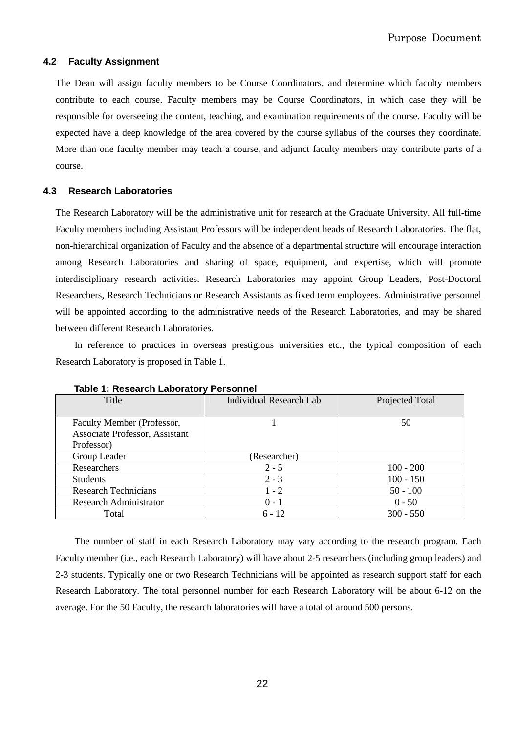### 4.2 Faculty Assignment

The Dean will assign faculty members to be Course Coordinators, and determine which faculty members contribute to each course. Faculty members may be Course Coordinators, in which case they will be responsible for overseeing the content, teaching, and examination requirements of the course. Faculty will be expected have a deep knowledge of the area covered by the course syllabus of the courses they coordinate. More than one faculty member may teach a course, and adjunct faculty members may contribute parts of a course.

### 4.3 Research Laboratories

The Research Laboratory will be the administrative unit for research at the Graduate University. All full-time Faculty members including Assistant Professors will be independent heads of Research Laboratories. The flat, non-hierarchical organization of Faculty and the absence of a departmental structure will encourage interaction among Research Laboratories and sharing of space, equipment, and expertise, which will promote interdisciplinary research activities. Research Laboratories may appoint Group Leaders, Post-Doctoral Researchers, Research Technicians or Research Assistants as fixed term employees. Administrative personnel will be appointed according to the administrative needs of the Research Laboratories, and may be shared between different Research Laboratories.

In reference to practices in overseas prestigious universities etc., the typical composition of each Research Laboratory is proposed in Table 1.

**Table 1: Research Laboratory Personnel**

| Title | Individual Research Lab | Projected Total |
|---|---|---|
| Faculty Member (Professor, Associate Professor, Assistant Professor) | 1 | 50 |
| Group Leader | (Researcher) | |
| Researchers | 2 - 5 | 100 - 200 |
| Students | 2 - 3 | 100 - 150 |
| Research Technicians | 1 - 2 | 50 - 100 |
| Research Administrator | 0 - 1 | 0 - 50 |
| Total | 6 - 12 | 300 - 550 |

The number of staff in each Research Laboratory may vary according to the research program. Each Faculty member (i.e., each Research Laboratory) will have about 2-5 researchers (including group leaders) and 2-3 students. Typically one or two Research Technicians will be appointed as research support staff for each Research Laboratory. The total personnel number for each Research Laboratory will be about 6-12 on the average. For the 50 Faculty, the research laboratories will have a total of around 500 persons.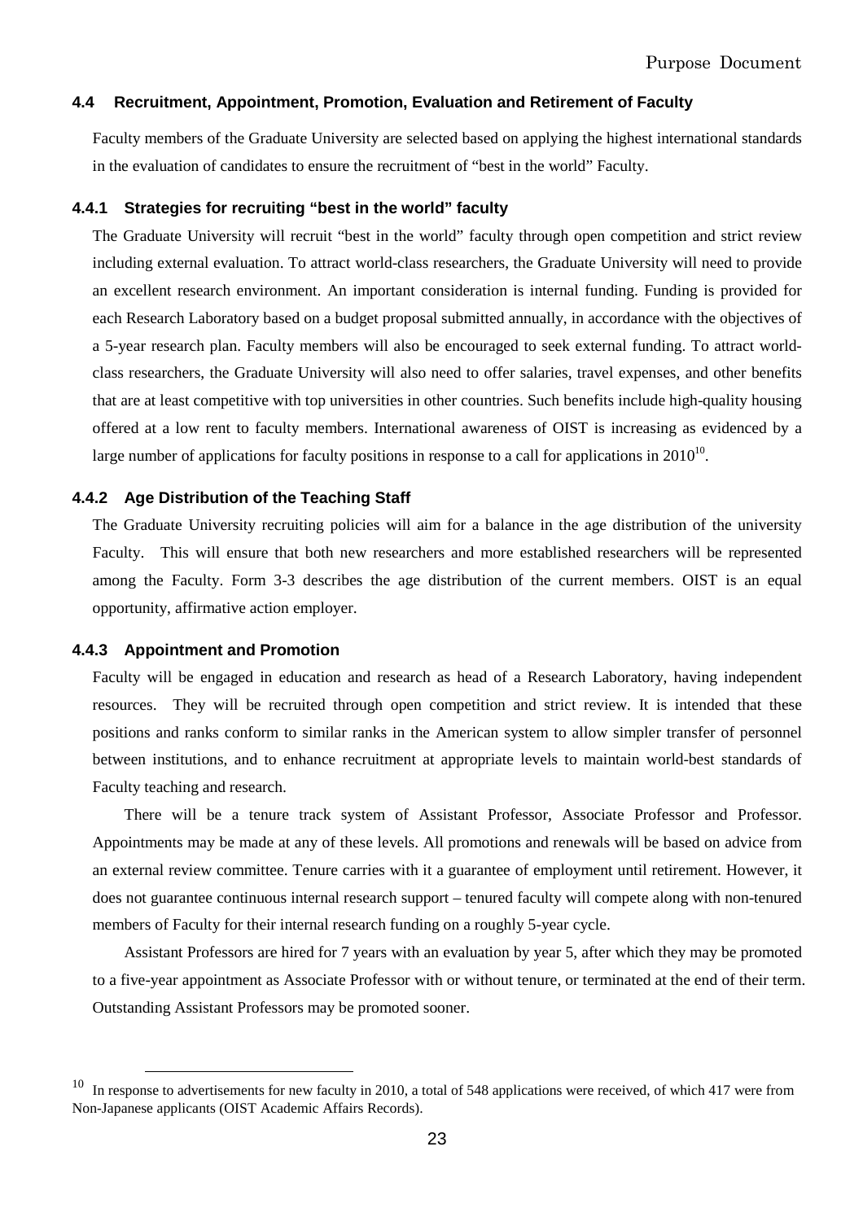### 4.4 Recruitment, Appointment, Promotion, Evaluation and Retirement of Faculty

Faculty members of the Graduate University are selected based on applying the highest international standards in the evaluation of candidates to ensure the recruitment of "best in the world" Faculty.

#### 4.4.1 Strategies for recruiting "best in the world" faculty

The Graduate University will recruit "best in the world" faculty through open competition and strict review including external evaluation. To attract world-class researchers, the Graduate University will need to provide an excellent research environment. An important consideration is internal funding. Funding is provided for each Research Laboratory based on a budget proposal submitted annually, in accordance with the objectives of a 5-year research plan. Faculty members will also be encouraged to seek external funding. To attract world-class researchers, the Graduate University will also need to offer salaries, travel expenses, and other benefits that are at least competitive with top universities in other countries. Such benefits include high-quality housing offered at a low rent to faculty members. International awareness of OIST is increasing as evidenced by a large number of applications for faculty positions in response to a call for applications in 2010[10].

#### 4.4.2 Age Distribution of the Teaching Staff

The Graduate University recruiting policies will aim for a balance in the age distribution of the university Faculty. This will ensure that both new researchers and more established researchers will be represented among the Faculty. Form 3-3 describes the age distribution of the current members. OIST is an equal opportunity, affirmative action employer.

#### 4.4.3 Appointment and Promotion

Faculty will be engaged in education and research as head of a Research Laboratory, having independent resources. They will be recruited through open competition and strict review. It is intended that these positions and ranks conform to similar ranks in the American system to allow simpler transfer of personnel between institutions, and to enhance recruitment at appropriate levels to maintain world-best standards of Faculty teaching and research.

There will be a tenure track system of Assistant Professor, Associate Professor and Professor. Appointments may be made at any of these levels. All promotions and renewals will be based on advice from an external review committee. Tenure carries with it a guarantee of employment until retirement. However, it does not guarantee continuous internal research support – tenured faculty will compete along with non-tenured members of Faculty for their internal research funding on a roughly 5-year cycle.

Assistant Professors are hired for 7 years with an evaluation by year 5, after which they may be promoted to a five-year appointment as Associate Professor with or without tenure, or terminated at the end of their term. Outstanding Assistant Professors may be promoted sooner.

---

[10] In response to advertisements for new faculty in 2010, a total of 548 applications were received, of which 417 were from Non-Japanese applicants (OIST Academic Affairs Records).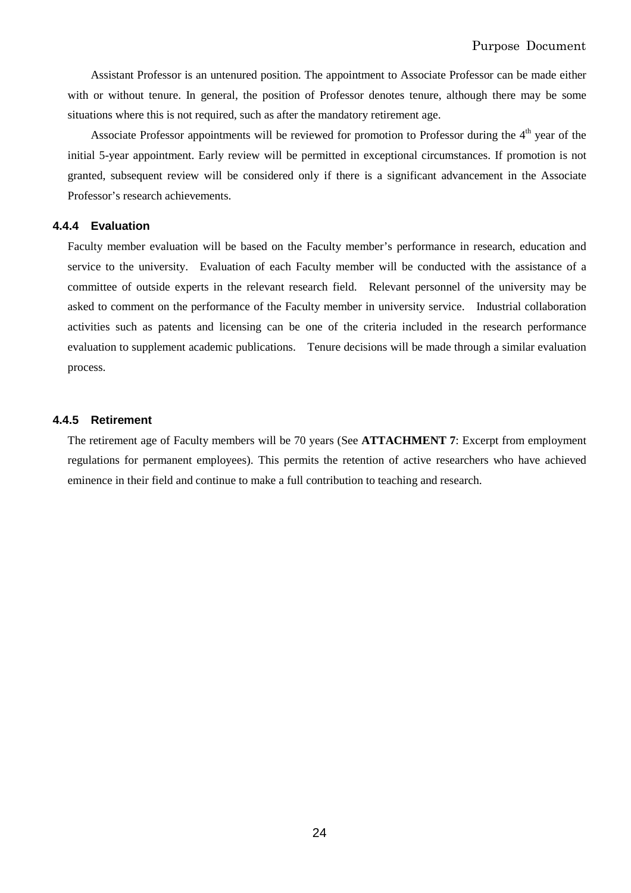Assistant Professor is an untenured position. The appointment to Associate Professor can be made either with or without tenure. In general, the position of Professor denotes tenure, although there may be some situations where this is not required, such as after the mandatory retirement age.

Associate Professor appointments will be reviewed for promotion to Professor during the 4th year of the initial 5-year appointment. Early review will be permitted in exceptional circumstances. If promotion is not granted, subsequent review will be considered only if there is a significant advancement in the Associate Professor's research achievements.

#### 4.4.4 Evaluation

Faculty member evaluation will be based on the Faculty member's performance in research, education and service to the university. Evaluation of each Faculty member will be conducted with the assistance of a committee of outside experts in the relevant research field. Relevant personnel of the university may be asked to comment on the performance of the Faculty member in university service. Industrial collaboration activities such as patents and licensing can be one of the criteria included in the research performance evaluation to supplement academic publications. Tenure decisions will be made through a similar evaluation process.

#### 4.4.5 Retirement

The retirement age of Faculty members will be 70 years (See **ATTACHMENT 7**: Excerpt from employment regulations for permanent employees). This permits the retention of active researchers who have achieved eminence in their field and continue to make a full contribution to teaching and research.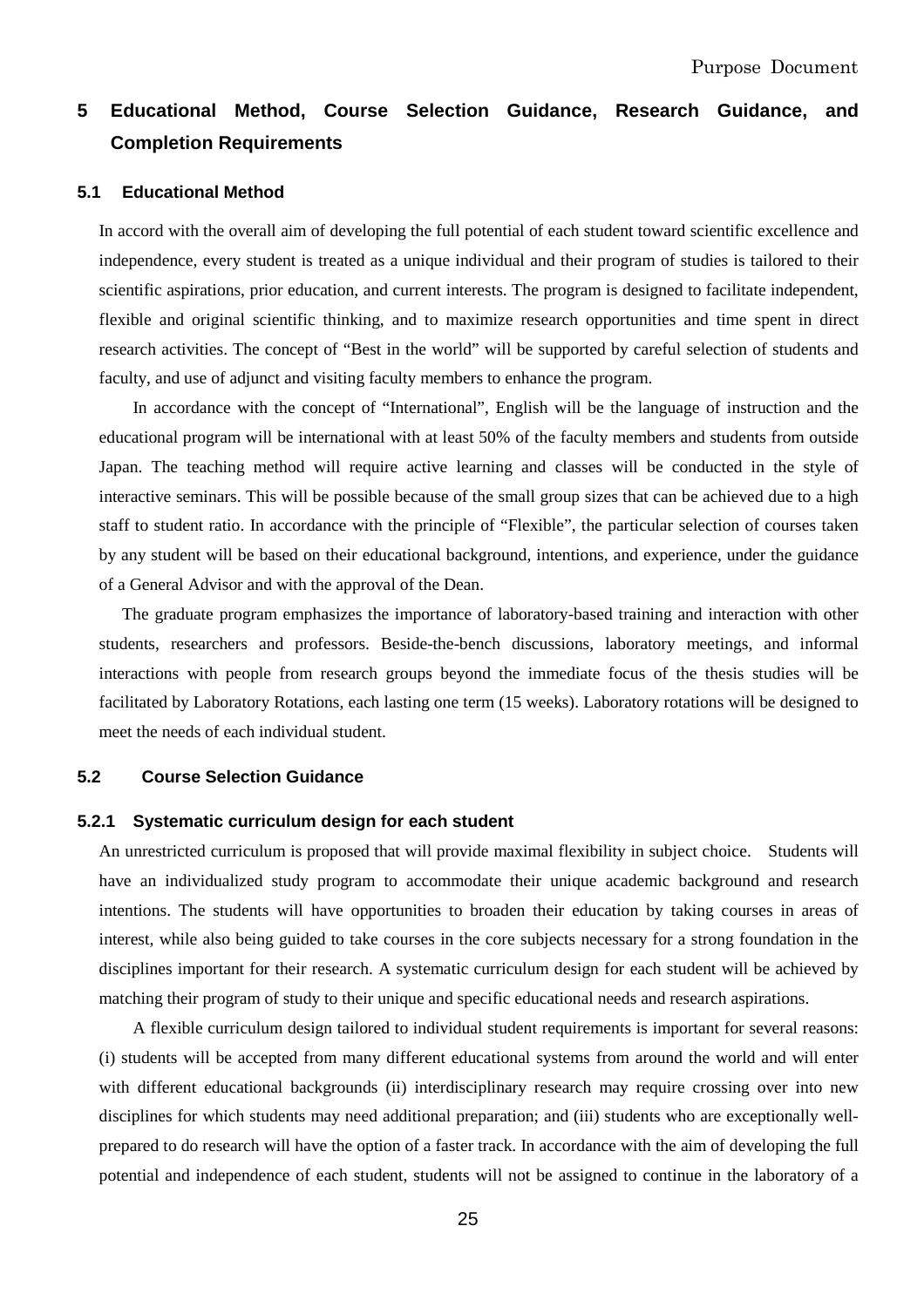# 5 Educational Method, Course Selection Guidance, Research Guidance, and Completion Requirements

## 5.1 Educational Method

In accord with the overall aim of developing the full potential of each student toward scientific excellence and independence, every student is treated as a unique individual and their program of studies is tailored to their scientific aspirations, prior education, and current interests. The program is designed to facilitate independent, flexible and original scientific thinking, and to maximize research opportunities and time spent in direct research activities. The concept of "Best in the world" will be supported by careful selection of students and faculty, and use of adjunct and visiting faculty members to enhance the program.

In accordance with the concept of "International", English will be the language of instruction and the educational program will be international with at least 50% of the faculty members and students from outside Japan. The teaching method will require active learning and classes will be conducted in the style of interactive seminars. This will be possible because of the small group sizes that can be achieved due to a high staff to student ratio. In accordance with the principle of "Flexible", the particular selection of courses taken by any student will be based on their educational background, intentions, and experience, under the guidance of a General Advisor and with the approval of the Dean.

The graduate program emphasizes the importance of laboratory-based training and interaction with other students, researchers and professors. Beside-the-bench discussions, laboratory meetings, and informal interactions with people from research groups beyond the immediate focus of the thesis studies will be facilitated by Laboratory Rotations, each lasting one term (15 weeks). Laboratory rotations will be designed to meet the needs of each individual student.

## 5.2 Course Selection Guidance

### 5.2.1 Systematic curriculum design for each student

An unrestricted curriculum is proposed that will provide maximal flexibility in subject choice. Students will have an individualized study program to accommodate their unique academic background and research intentions. The students will have opportunities to broaden their education by taking courses in areas of interest, while also being guided to take courses in the core subjects necessary for a strong foundation in the disciplines important for their research. A systematic curriculum design for each student will be achieved by matching their program of study to their unique and specific educational needs and research aspirations.

A flexible curriculum design tailored to individual student requirements is important for several reasons: (i) students will be accepted from many different educational systems from around the world and will enter with different educational backgrounds (ii) interdisciplinary research may require crossing over into new disciplines for which students may need additional preparation; and (iii) students who are exceptionally well-prepared to do research will have the option of a faster track. In accordance with the aim of developing the full potential and independence of each student, students will not be assigned to continue in the laboratory of a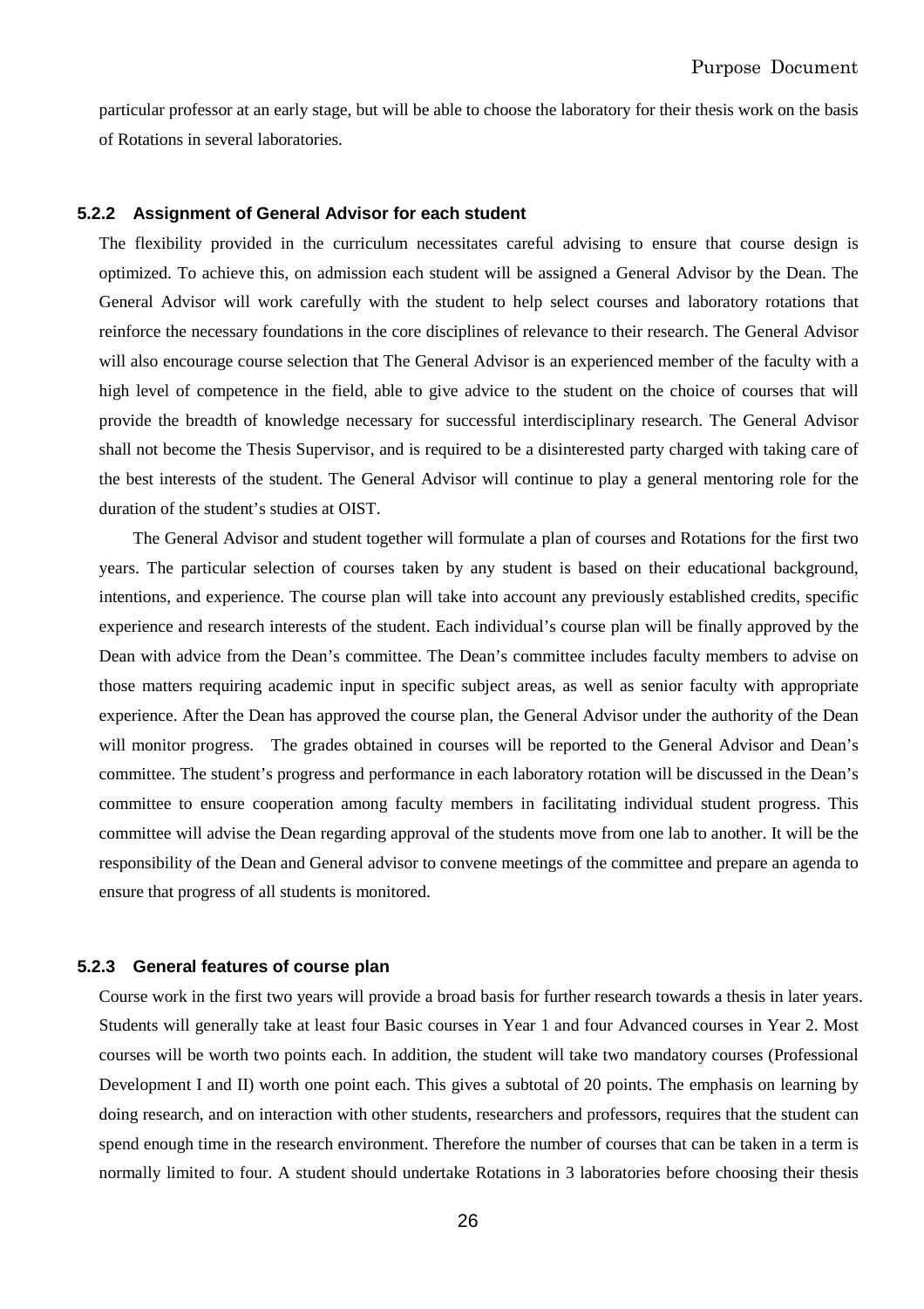particular professor at an early stage, but will be able to choose the laboratory for their thesis work on the basis of Rotations in several laboratories.

### 5.2.2 Assignment of General Advisor for each student

The flexibility provided in the curriculum necessitates careful advising to ensure that course design is optimized. To achieve this, on admission each student will be assigned a General Advisor by the Dean. The General Advisor will work carefully with the student to help select courses and laboratory rotations that reinforce the necessary foundations in the core disciplines of relevance to their research. The General Advisor will also encourage course selection that The General Advisor is an experienced member of the faculty with a high level of competence in the field, able to give advice to the student on the choice of courses that will provide the breadth of knowledge necessary for successful interdisciplinary research. The General Advisor shall not become the Thesis Supervisor, and is required to be a disinterested party charged with taking care of the best interests of the student. The General Advisor will continue to play a general mentoring role for the duration of the student's studies at OIST.

The General Advisor and student together will formulate a plan of courses and Rotations for the first two years. The particular selection of courses taken by any student is based on their educational background, intentions, and experience. The course plan will take into account any previously established credits, specific experience and research interests of the student. Each individual's course plan will be finally approved by the Dean with advice from the Dean's committee. The Dean's committee includes faculty members to advise on those matters requiring academic input in specific subject areas, as well as senior faculty with appropriate experience. After the Dean has approved the course plan, the General Advisor under the authority of the Dean will monitor progress. The grades obtained in courses will be reported to the General Advisor and Dean's committee. The student's progress and performance in each laboratory rotation will be discussed in the Dean's committee to ensure cooperation among faculty members in facilitating individual student progress. This committee will advise the Dean regarding approval of the students move from one lab to another. It will be the responsibility of the Dean and General advisor to convene meetings of the committee and prepare an agenda to ensure that progress of all students is monitored.

### 5.2.3 General features of course plan

Course work in the first two years will provide a broad basis for further research towards a thesis in later years. Students will generally take at least four Basic courses in Year 1 and four Advanced courses in Year 2. Most courses will be worth two points each. In addition, the student will take two mandatory courses (Professional Development I and II) worth one point each. This gives a subtotal of 20 points. The emphasis on learning by doing research, and on interaction with other students, researchers and professors, requires that the student can spend enough time in the research environment. Therefore the number of courses that can be taken in a term is normally limited to four. A student should undertake Rotations in 3 laboratories before choosing their thesis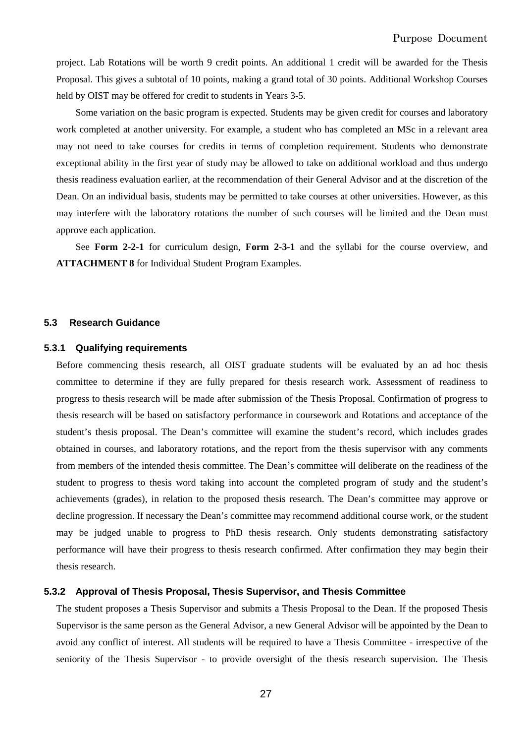project. Lab Rotations will be worth 9 credit points. An additional 1 credit will be awarded for the Thesis Proposal. This gives a subtotal of 10 points, making a grand total of 30 points. Additional Workshop Courses held by OIST may be offered for credit to students in Years 3-5.

Some variation on the basic program is expected. Students may be given credit for courses and laboratory work completed at another university. For example, a student who has completed an MSc in a relevant area may not need to take courses for credits in terms of completion requirement. Students who demonstrate exceptional ability in the first year of study may be allowed to take on additional workload and thus undergo thesis readiness evaluation earlier, at the recommendation of their General Advisor and at the discretion of the Dean. On an individual basis, students may be permitted to take courses at other universities. However, as this may interfere with the laboratory rotations the number of such courses will be limited and the Dean must approve each application.

See **Form 2-2-1** for curriculum design, **Form 2-3-1** and the syllabi for the course overview, and **ATTACHMENT 8** for Individual Student Program Examples.

## 5.3 Research Guidance

### 5.3.1 Qualifying requirements

Before commencing thesis research, all OIST graduate students will be evaluated by an ad hoc thesis committee to determine if they are fully prepared for thesis research work. Assessment of readiness to progress to thesis research will be made after submission of the Thesis Proposal. Confirmation of progress to thesis research will be based on satisfactory performance in coursework and Rotations and acceptance of the student's thesis proposal. The Dean's committee will examine the student's record, which includes grades obtained in courses, and laboratory rotations, and the report from the thesis supervisor with any comments from members of the intended thesis committee. The Dean's committee will deliberate on the readiness of the student to progress to thesis word taking into account the completed program of study and the student's achievements (grades), in relation to the proposed thesis research. The Dean's committee may approve or decline progression. If necessary the Dean's committee may recommend additional course work, or the student may be judged unable to progress to PhD thesis research. Only students demonstrating satisfactory performance will have their progress to thesis research confirmed. After confirmation they may begin their thesis research.

### 5.3.2 Approval of Thesis Proposal, Thesis Supervisor, and Thesis Committee

The student proposes a Thesis Supervisor and submits a Thesis Proposal to the Dean. If the proposed Thesis Supervisor is the same person as the General Advisor, a new General Advisor will be appointed by the Dean to avoid any conflict of interest. All students will be required to have a Thesis Committee - irrespective of the seniority of the Thesis Supervisor - to provide oversight of the thesis research supervision. The Thesis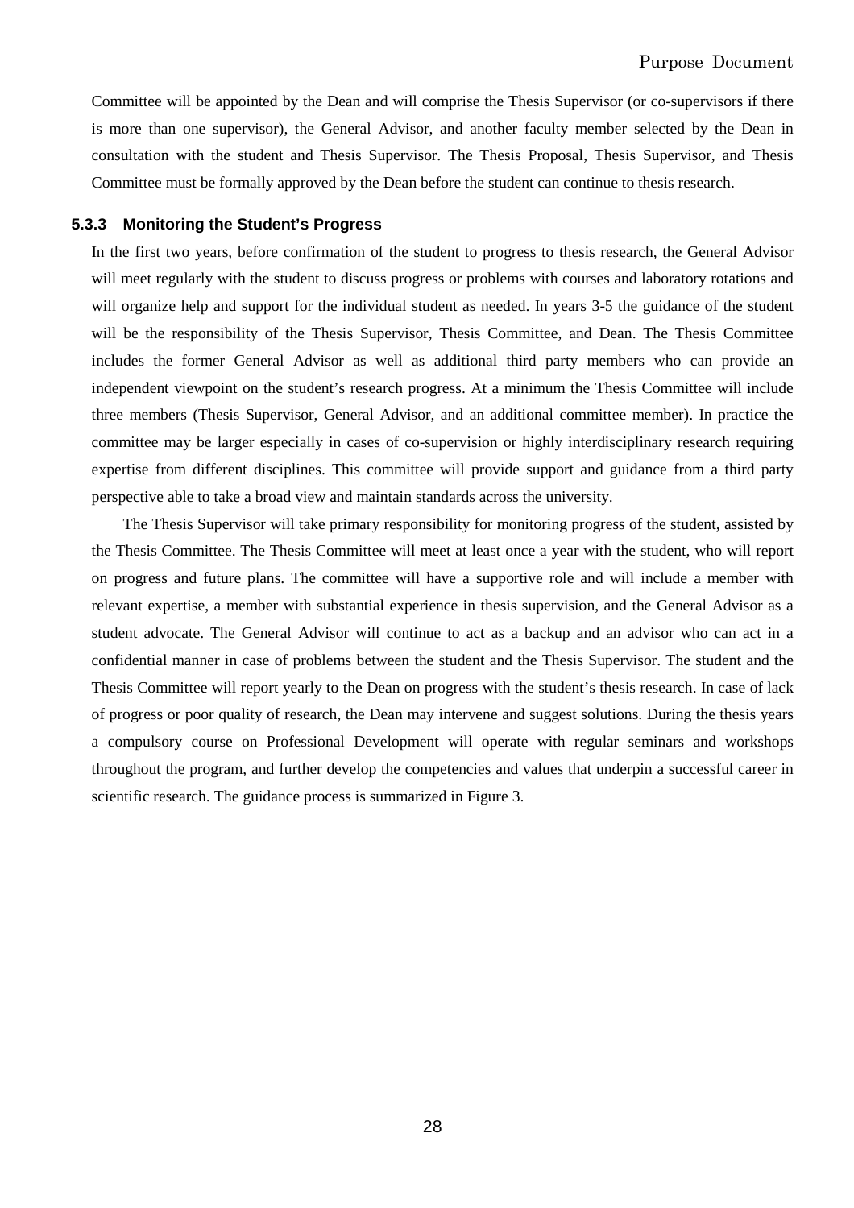Committee will be appointed by the Dean and will comprise the Thesis Supervisor (or co-supervisors if there is more than one supervisor), the General Advisor, and another faculty member selected by the Dean in consultation with the student and Thesis Supervisor. The Thesis Proposal, Thesis Supervisor, and Thesis Committee must be formally approved by the Dean before the student can continue to thesis research.

### 5.3.3 Monitoring the Student's Progress

In the first two years, before confirmation of the student to progress to thesis research, the General Advisor will meet regularly with the student to discuss progress or problems with courses and laboratory rotations and will organize help and support for the individual student as needed. In years 3-5 the guidance of the student will be the responsibility of the Thesis Supervisor, Thesis Committee, and Dean. The Thesis Committee includes the former General Advisor as well as additional third party members who can provide an independent viewpoint on the student's research progress. At a minimum the Thesis Committee will include three members (Thesis Supervisor, General Advisor, and an additional committee member). In practice the committee may be larger especially in cases of co-supervision or highly interdisciplinary research requiring expertise from different disciplines. This committee will provide support and guidance from a third party perspective able to take a broad view and maintain standards across the university.

The Thesis Supervisor will take primary responsibility for monitoring progress of the student, assisted by the Thesis Committee. The Thesis Committee will meet at least once a year with the student, who will report on progress and future plans. The committee will have a supportive role and will include a member with relevant expertise, a member with substantial experience in thesis supervision, and the General Advisor as a student advocate. The General Advisor will continue to act as a backup and an advisor who can act in a confidential manner in case of problems between the student and the Thesis Supervisor. The student and the Thesis Committee will report yearly to the Dean on progress with the student's thesis research. In case of lack of progress or poor quality of research, the Dean may intervene and suggest solutions. During the thesis years a compulsory course on Professional Development will operate with regular seminars and workshops throughout the program, and further develop the competencies and values that underpin a successful career in scientific research. The guidance process is summarized in Figure 3.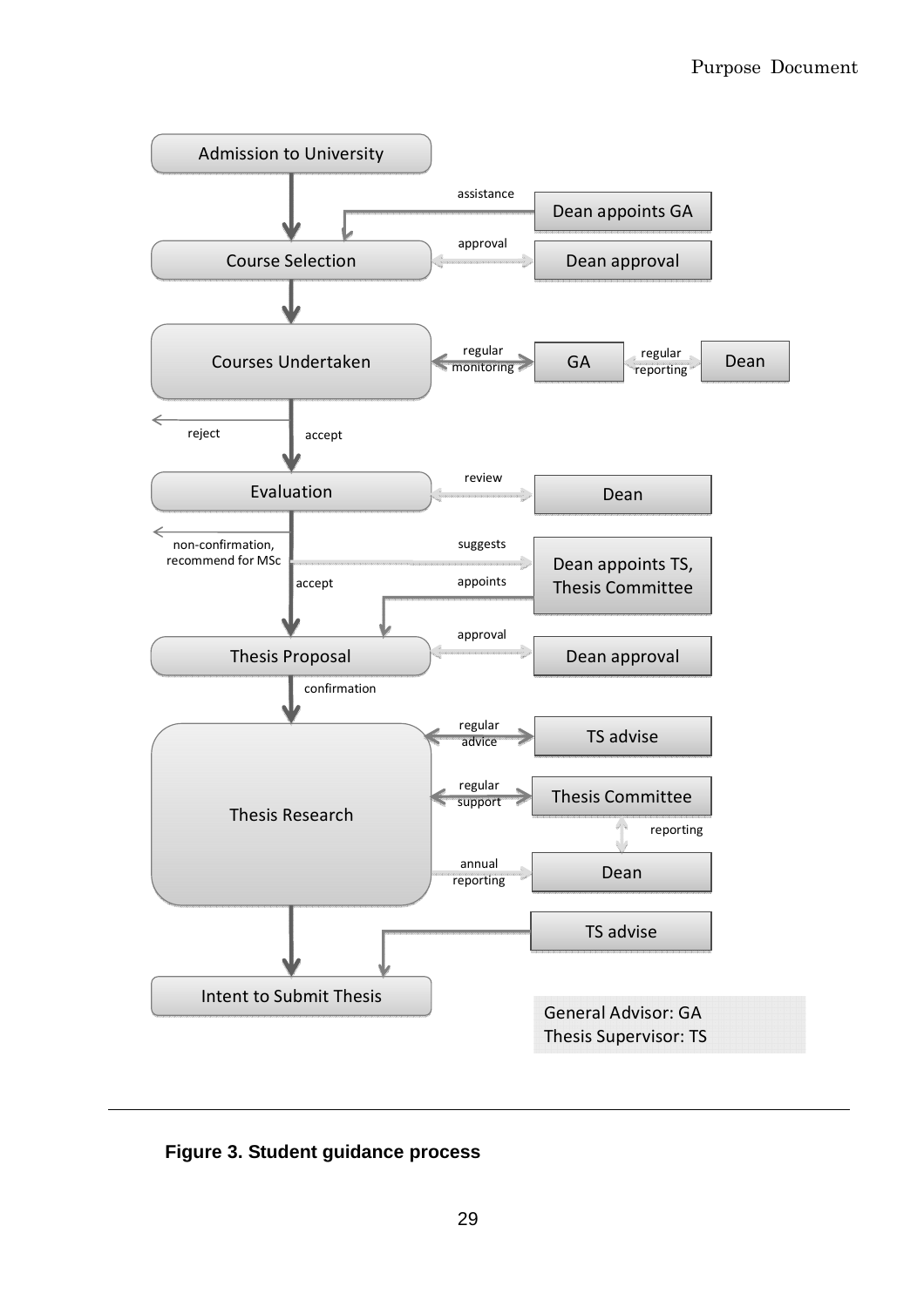Admission to University

assistance — Dean appoints GA

Course Selection — approval — Dean approval

Courses Undertaken — regular monitoring — GA — regular reporting — Dean

reject

accept

Evaluation — review — Dean

non-confirmation, recommend for MSc

suggests — Dean appoints TS, Thesis Committee

accept

appoints

Thesis Proposal — approval — Dean approval

confirmation

Thesis Research

regular advice — TS advise

regular support — Thesis Committee

reporting

annual reporting — Dean

TS advise

Intent to Submit Thesis

General Advisor: GA
Thesis Supervisor: TS

**Figure 3. Student guidance process**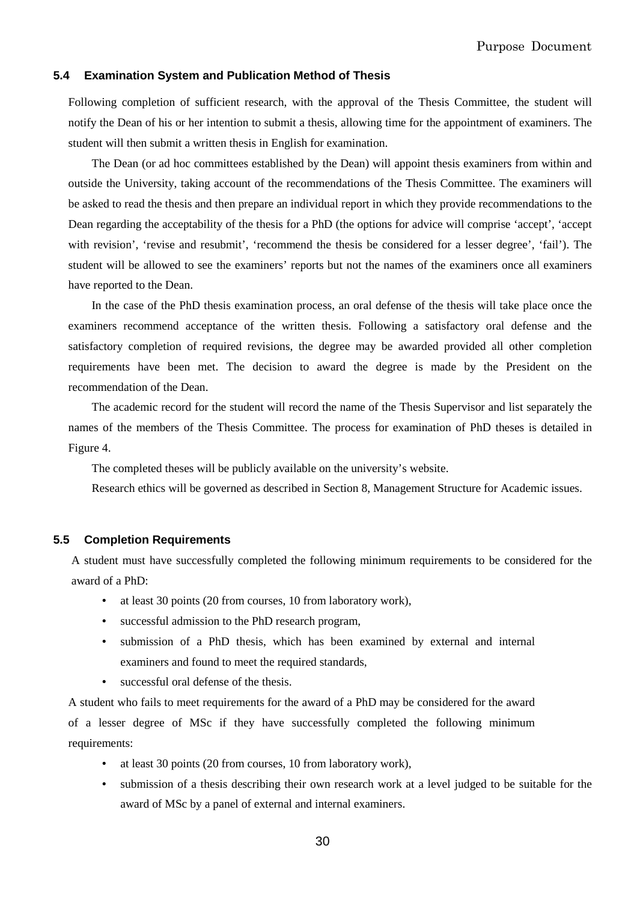### 5.4 Examination System and Publication Method of Thesis

Following completion of sufficient research, with the approval of the Thesis Committee, the student will notify the Dean of his or her intention to submit a thesis, allowing time for the appointment of examiners. The student will then submit a written thesis in English for examination.

The Dean (or ad hoc committees established by the Dean) will appoint thesis examiners from within and outside the University, taking account of the recommendations of the Thesis Committee. The examiners will be asked to read the thesis and then prepare an individual report in which they provide recommendations to the Dean regarding the acceptability of the thesis for a PhD (the options for advice will comprise 'accept', 'accept with revision', 'revise and resubmit', 'recommend the thesis be considered for a lesser degree', 'fail'). The student will be allowed to see the examiners' reports but not the names of the examiners once all examiners have reported to the Dean.

In the case of the PhD thesis examination process, an oral defense of the thesis will take place once the examiners recommend acceptance of the written thesis. Following a satisfactory oral defense and the satisfactory completion of required revisions, the degree may be awarded provided all other completion requirements have been met. The decision to award the degree is made by the President on the recommendation of the Dean.

The academic record for the student will record the name of the Thesis Supervisor and list separately the names of the members of the Thesis Committee. The process for examination of PhD theses is detailed in Figure 4.

The completed theses will be publicly available on the university's website.

Research ethics will be governed as described in Section 8, Management Structure for Academic issues.

### 5.5 Completion Requirements

A student must have successfully completed the following minimum requirements to be considered for the award of a PhD:

- at least 30 points (20 from courses, 10 from laboratory work),
- successful admission to the PhD research program,
- submission of a PhD thesis, which has been examined by external and internal examiners and found to meet the required standards,
- successful oral defense of the thesis.

A student who fails to meet requirements for the award of a PhD may be considered for the award of a lesser degree of MSc if they have successfully completed the following minimum requirements:

- at least 30 points (20 from courses, 10 from laboratory work),
- submission of a thesis describing their own research work at a level judged to be suitable for the award of MSc by a panel of external and internal examiners.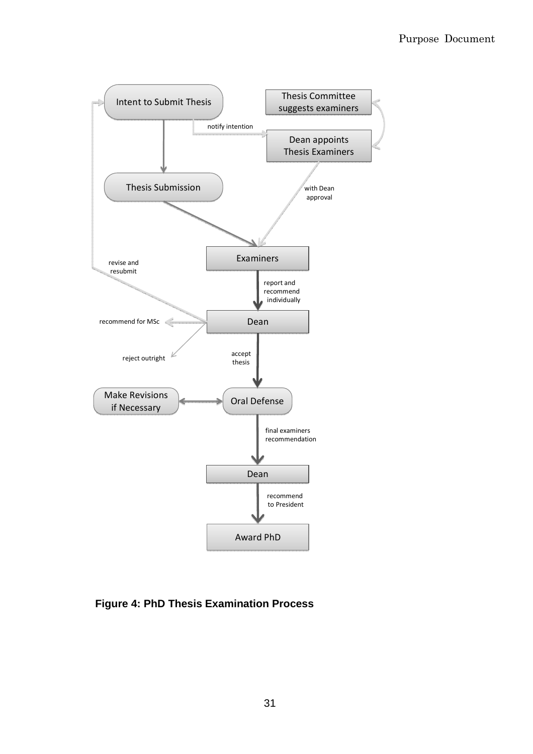Intent to Submit Thesis

notify intention

Thesis Committee suggests examiners

Dean appoints Thesis Examiners

Thesis Submission

with Dean approval

Examiners

revise and resubmit

report and recommend individually

Dean

recommend for MSc

reject outright

accept thesis

Make Revisions if Necessary

Oral Defense

final examiners recommendation

Dean

recommend to President

Award PhD

**Figure 4: PhD Thesis Examination Process**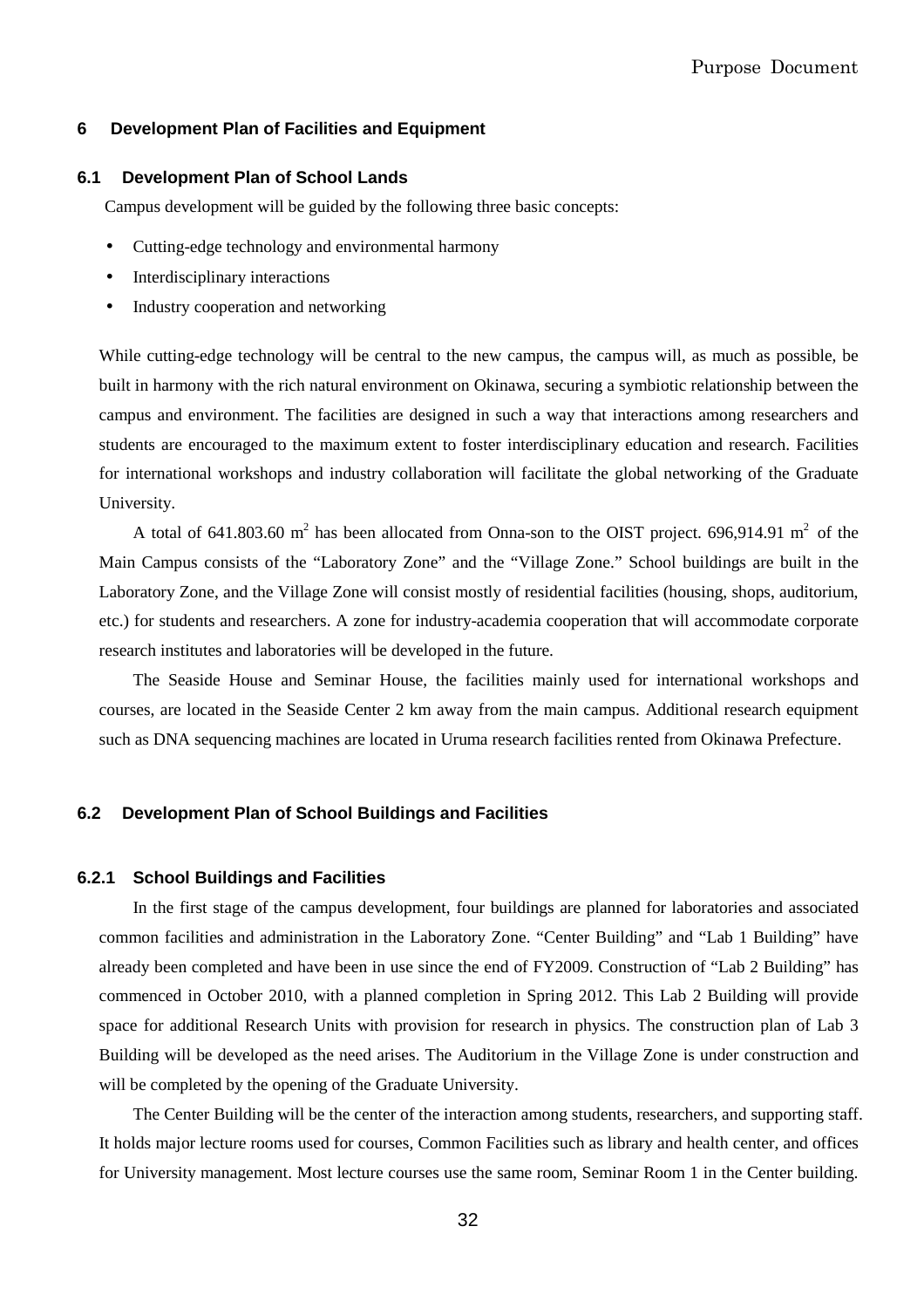## 6 Development Plan of Facilities and Equipment

### 6.1 Development Plan of School Lands

Campus development will be guided by the following three basic concepts:

- Cutting-edge technology and environmental harmony
- Interdisciplinary interactions
- Industry cooperation and networking

While cutting-edge technology will be central to the new campus, the campus will, as much as possible, be built in harmony with the rich natural environment on Okinawa, securing a symbiotic relationship between the campus and environment. The facilities are designed in such a way that interactions among researchers and students are encouraged to the maximum extent to foster interdisciplinary education and research. Facilities for international workshops and industry collaboration will facilitate the global networking of the Graduate University.

A total of 641.803.60 $m^2$ has been allocated from Onna-son to the OIST project. 696,914.91 $m^2$ of the Main Campus consists of the "Laboratory Zone" and the "Village Zone." School buildings are built in the Laboratory Zone, and the Village Zone will consist mostly of residential facilities (housing, shops, auditorium, etc.) for students and researchers. A zone for industry-academia cooperation that will accommodate corporate research institutes and laboratories will be developed in the future.

The Seaside House and Seminar House, the facilities mainly used for international workshops and courses, are located in the Seaside Center 2 km away from the main campus. Additional research equipment such as DNA sequencing machines are located in Uruma research facilities rented from Okinawa Prefecture.

### 6.2 Development Plan of School Buildings and Facilities

#### 6.2.1 School Buildings and Facilities

In the first stage of the campus development, four buildings are planned for laboratories and associated common facilities and administration in the Laboratory Zone. "Center Building" and "Lab 1 Building" have already been completed and have been in use since the end of FY2009. Construction of "Lab 2 Building" has commenced in October 2010, with a planned completion in Spring 2012. This Lab 2 Building will provide space for additional Research Units with provision for research in physics. The construction plan of Lab 3 Building will be developed as the need arises. The Auditorium in the Village Zone is under construction and will be completed by the opening of the Graduate University.

The Center Building will be the center of the interaction among students, researchers, and supporting staff. It holds major lecture rooms used for courses, Common Facilities such as library and health center, and offices for University management. Most lecture courses use the same room, Seminar Room 1 in the Center building.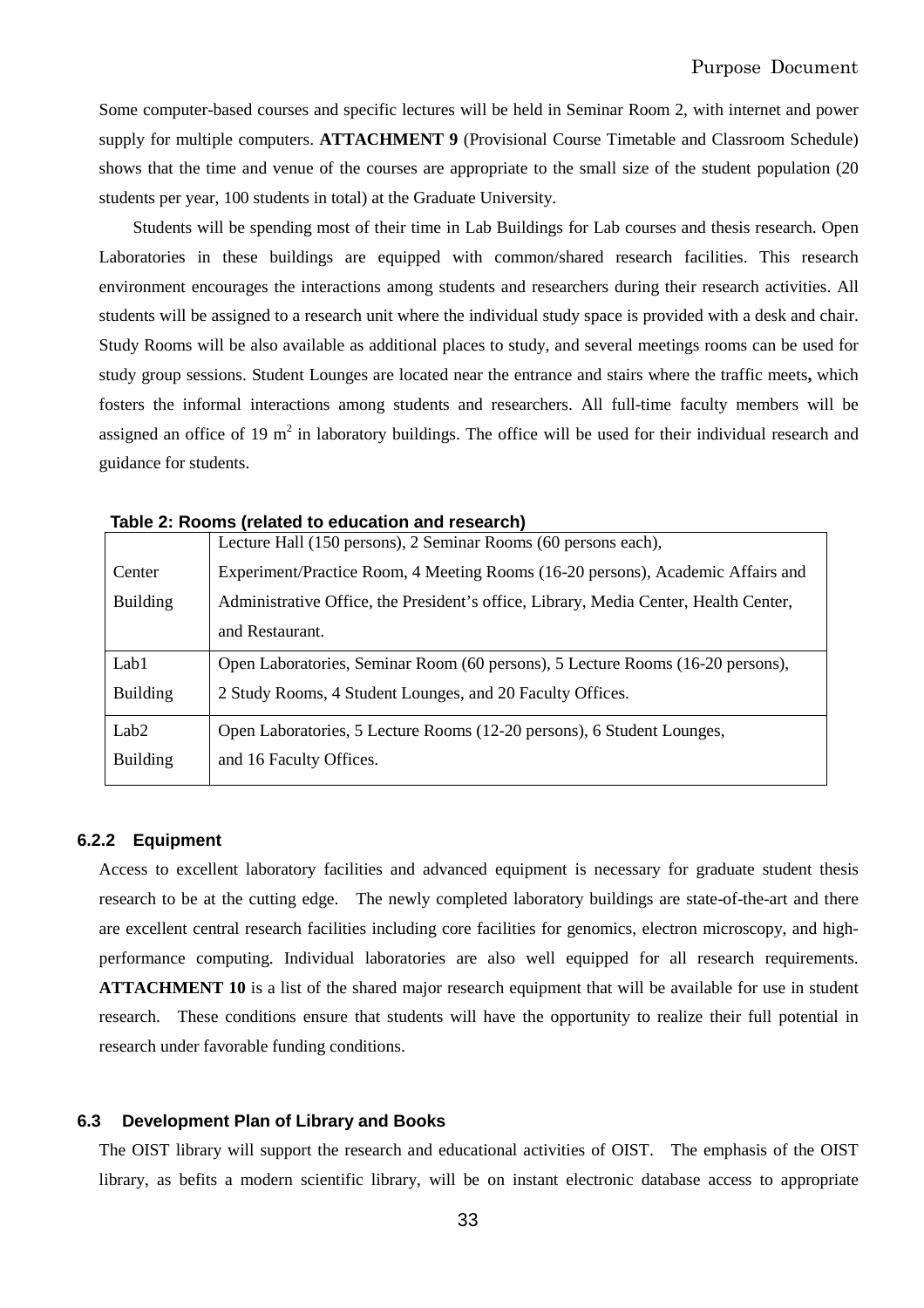Some computer-based courses and specific lectures will be held in Seminar Room 2, with internet and power supply for multiple computers. **ATTACHMENT 9** (Provisional Course Timetable and Classroom Schedule) shows that the time and venue of the courses are appropriate to the small size of the student population (20 students per year, 100 students in total) at the Graduate University.

Students will be spending most of their time in Lab Buildings for Lab courses and thesis research. Open Laboratories in these buildings are equipped with common/shared research facilities. This research environment encourages the interactions among students and researchers during their research activities. All students will be assigned to a research unit where the individual study space is provided with a desk and chair. Study Rooms will be also available as additional places to study, and several meetings rooms can be used for study group sessions. Student Lounges are located near the entrance and stairs where the traffic meets**,** which fosters the informal interactions among students and researchers. All full-time faculty members will be assigned an office of 19 $m^2$ in laboratory buildings. The office will be used for their individual research and guidance for students.

**Table 2: Rooms (related to education and research)**

| | |
|---|---|
| Center Building | Lecture Hall (150 persons), 2 Seminar Rooms (60 persons each), Experiment/Practice Room, 4 Meeting Rooms (16-20 persons), Academic Affairs and Administrative Office, the President's office, Library, Media Center, Health Center, and Restaurant. |
| Lab1 Building | Open Laboratories, Seminar Room (60 persons), 5 Lecture Rooms (16-20 persons), 2 Study Rooms, 4 Student Lounges, and 20 Faculty Offices. |
| Lab2 Building | Open Laboratories, 5 Lecture Rooms (12-20 persons), 6 Student Lounges, and 16 Faculty Offices. |

#### 6.2.2 Equipment

Access to excellent laboratory facilities and advanced equipment is necessary for graduate student thesis research to be at the cutting edge. The newly completed laboratory buildings are state-of-the-art and there are excellent central research facilities including core facilities for genomics, electron microscopy, and high-performance computing. Individual laboratories are also well equipped for all research requirements. **ATTACHMENT 10** is a list of the shared major research equipment that will be available for use in student research. These conditions ensure that students will have the opportunity to realize their full potential in research under favorable funding conditions.

### 6.3 Development Plan of Library and Books

The OIST library will support the research and educational activities of OIST. The emphasis of the OIST library, as befits a modern scientific library, will be on instant electronic database access to appropriate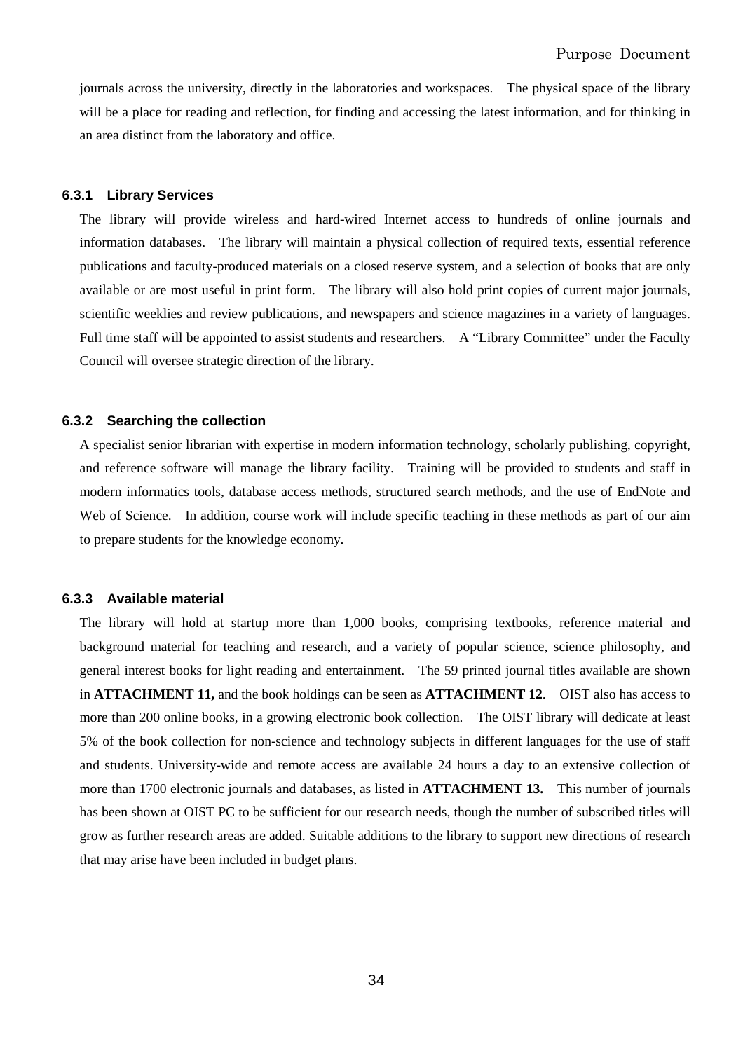journals across the university, directly in the laboratories and workspaces. The physical space of the library will be a place for reading and reflection, for finding and accessing the latest information, and for thinking in an area distinct from the laboratory and office.

### 6.3.1 Library Services

The library will provide wireless and hard-wired Internet access to hundreds of online journals and information databases. The library will maintain a physical collection of required texts, essential reference publications and faculty-produced materials on a closed reserve system, and a selection of books that are only available or are most useful in print form. The library will also hold print copies of current major journals, scientific weeklies and review publications, and newspapers and science magazines in a variety of languages. Full time staff will be appointed to assist students and researchers. A "Library Committee" under the Faculty Council will oversee strategic direction of the library.

### 6.3.2 Searching the collection

A specialist senior librarian with expertise in modern information technology, scholarly publishing, copyright, and reference software will manage the library facility. Training will be provided to students and staff in modern informatics tools, database access methods, structured search methods, and the use of EndNote and Web of Science. In addition, course work will include specific teaching in these methods as part of our aim to prepare students for the knowledge economy.

### 6.3.3 Available material

The library will hold at startup more than 1,000 books, comprising textbooks, reference material and background material for teaching and research, and a variety of popular science, science philosophy, and general interest books for light reading and entertainment. The 59 printed journal titles available are shown in **ATTACHMENT 11,** and the book holdings can be seen as **ATTACHMENT 12**. OIST also has access to more than 200 online books, in a growing electronic book collection. The OIST library will dedicate at least 5% of the book collection for non-science and technology subjects in different languages for the use of staff and students. University-wide and remote access are available 24 hours a day to an extensive collection of more than 1700 electronic journals and databases, as listed in **ATTACHMENT 13.** This number of journals has been shown at OIST PC to be sufficient for our research needs, though the number of subscribed titles will grow as further research areas are added. Suitable additions to the library to support new directions of research that may arise have been included in budget plans.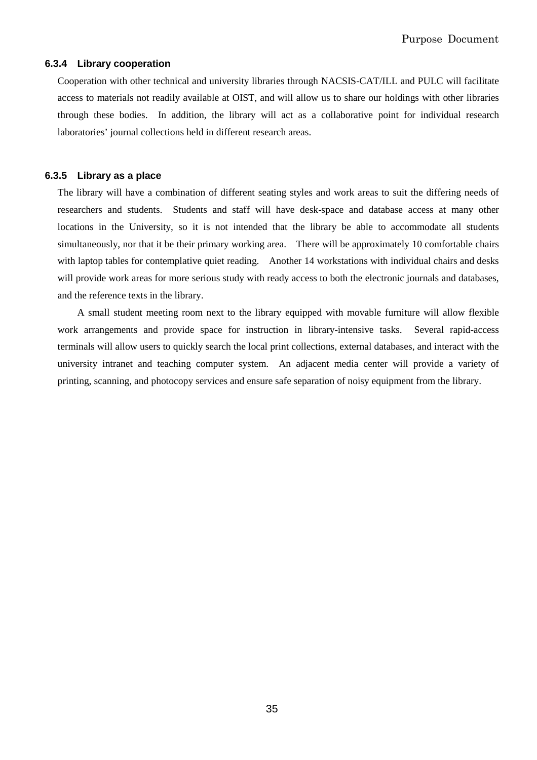### 6.3.4 Library cooperation

Cooperation with other technical and university libraries through NACSIS-CAT/ILL and PULC will facilitate access to materials not readily available at OIST, and will allow us to share our holdings with other libraries through these bodies. In addition, the library will act as a collaborative point for individual research laboratories' journal collections held in different research areas.

### 6.3.5 Library as a place

The library will have a combination of different seating styles and work areas to suit the differing needs of researchers and students. Students and staff will have desk-space and database access at many other locations in the University, so it is not intended that the library be able to accommodate all students simultaneously, nor that it be their primary working area. There will be approximately 10 comfortable chairs with laptop tables for contemplative quiet reading. Another 14 workstations with individual chairs and desks will provide work areas for more serious study with ready access to both the electronic journals and databases, and the reference texts in the library.

A small student meeting room next to the library equipped with movable furniture will allow flexible work arrangements and provide space for instruction in library-intensive tasks. Several rapid-access terminals will allow users to quickly search the local print collections, external databases, and interact with the university intranet and teaching computer system. An adjacent media center will provide a variety of printing, scanning, and photocopy services and ensure safe separation of noisy equipment from the library.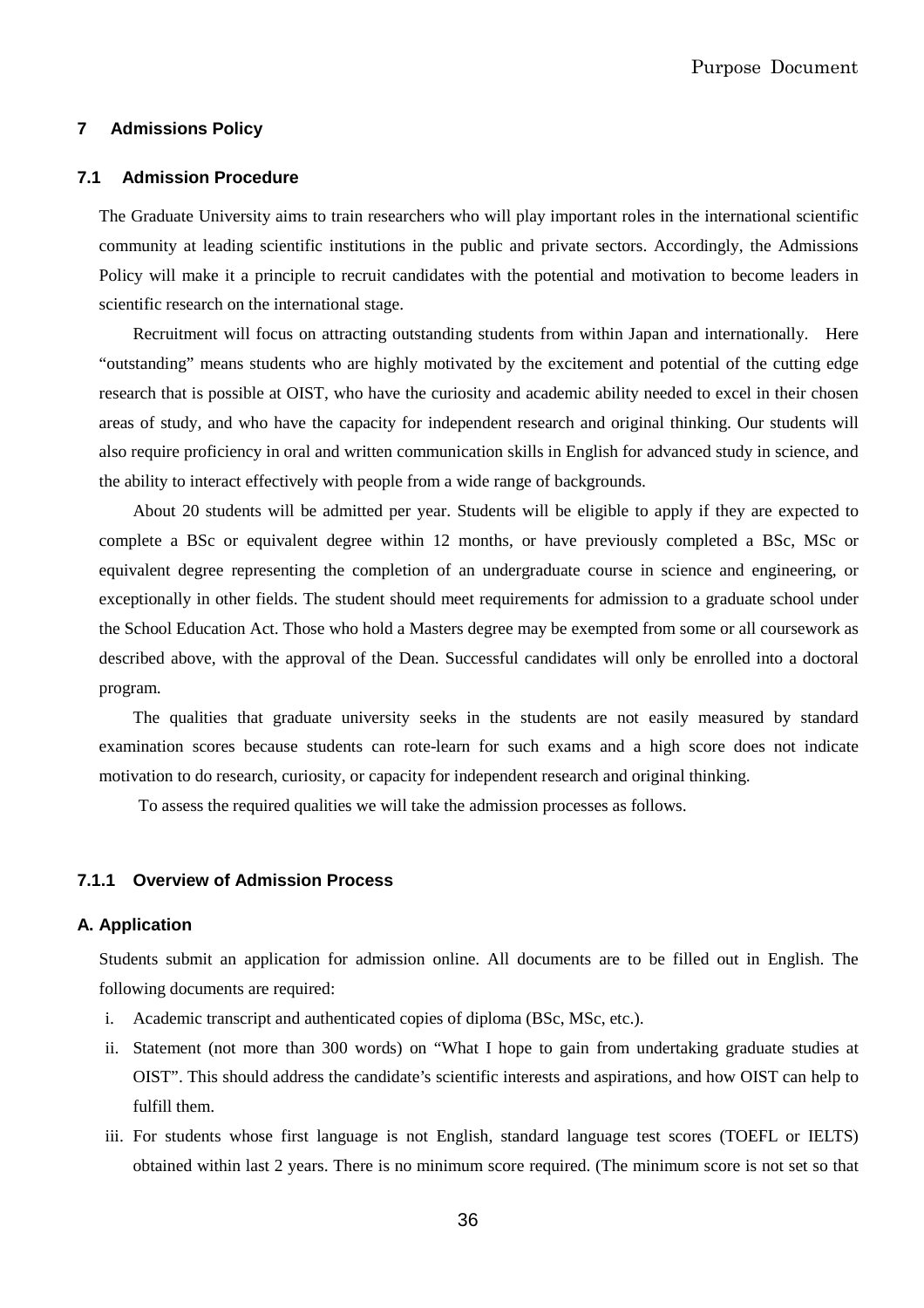# 7 Admissions Policy

## 7.1 Admission Procedure

The Graduate University aims to train researchers who will play important roles in the international scientific community at leading scientific institutions in the public and private sectors. Accordingly, the Admissions Policy will make it a principle to recruit candidates with the potential and motivation to become leaders in scientific research on the international stage.

Recruitment will focus on attracting outstanding students from within Japan and internationally. Here "outstanding" means students who are highly motivated by the excitement and potential of the cutting edge research that is possible at OIST, who have the curiosity and academic ability needed to excel in their chosen areas of study, and who have the capacity for independent research and original thinking. Our students will also require proficiency in oral and written communication skills in English for advanced study in science, and the ability to interact effectively with people from a wide range of backgrounds.

About 20 students will be admitted per year. Students will be eligible to apply if they are expected to complete a BSc or equivalent degree within 12 months, or have previously completed a BSc, MSc or equivalent degree representing the completion of an undergraduate course in science and engineering, or exceptionally in other fields. The student should meet requirements for admission to a graduate school under the School Education Act. Those who hold a Masters degree may be exempted from some or all coursework as described above, with the approval of the Dean. Successful candidates will only be enrolled into a doctoral program.

The qualities that graduate university seeks in the students are not easily measured by standard examination scores because students can rote-learn for such exams and a high score does not indicate motivation to do research, curiosity, or capacity for independent research and original thinking.

To assess the required qualities we will take the admission processes as follows.

### 7.1.1 Overview of Admission Process

#### A. Application

Students submit an application for admission online. All documents are to be filled out in English. The following documents are required:

i. Academic transcript and authenticated copies of diploma (BSc, MSc, etc.).
ii. Statement (not more than 300 words) on "What I hope to gain from undertaking graduate studies at OIST". This should address the candidate's scientific interests and aspirations, and how OIST can help to fulfill them.
iii. For students whose first language is not English, standard language test scores (TOEFL or IELTS) obtained within last 2 years. There is no minimum score required. (The minimum score is not set so that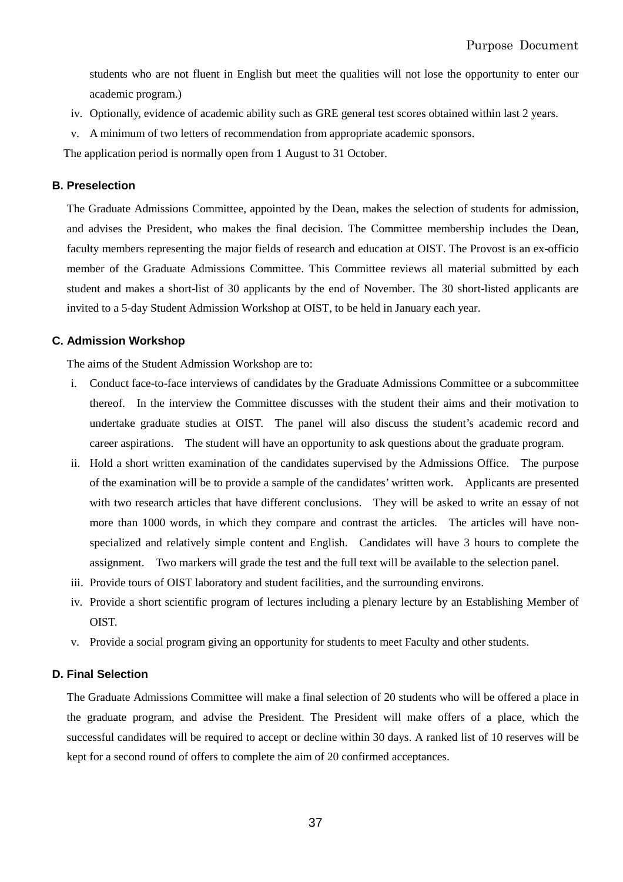students who are not fluent in English but meet the qualities will not lose the opportunity to enter our academic program.)

iv. Optionally, evidence of academic ability such as GRE general test scores obtained within last 2 years.

v. A minimum of two letters of recommendation from appropriate academic sponsors.

The application period is normally open from 1 August to 31 October.

### B. Preselection

The Graduate Admissions Committee, appointed by the Dean, makes the selection of students for admission, and advises the President, who makes the final decision. The Committee membership includes the Dean, faculty members representing the major fields of research and education at OIST. The Provost is an ex-officio member of the Graduate Admissions Committee. This Committee reviews all material submitted by each student and makes a short-list of 30 applicants by the end of November. The 30 short-listed applicants are invited to a 5-day Student Admission Workshop at OIST, to be held in January each year.

### C. Admission Workshop

The aims of the Student Admission Workshop are to:

i. Conduct face-to-face interviews of candidates by the Graduate Admissions Committee or a subcommittee thereof. In the interview the Committee discusses with the student their aims and their motivation to undertake graduate studies at OIST. The panel will also discuss the student's academic record and career aspirations. The student will have an opportunity to ask questions about the graduate program.

ii. Hold a short written examination of the candidates supervised by the Admissions Office. The purpose of the examination will be to provide a sample of the candidates' written work. Applicants are presented with two research articles that have different conclusions. They will be asked to write an essay of not more than 1000 words, in which they compare and contrast the articles. The articles will have non-specialized and relatively simple content and English. Candidates will have 3 hours to complete the assignment. Two markers will grade the test and the full text will be available to the selection panel.

iii. Provide tours of OIST laboratory and student facilities, and the surrounding environs.

iv. Provide a short scientific program of lectures including a plenary lecture by an Establishing Member of OIST.

v. Provide a social program giving an opportunity for students to meet Faculty and other students.

### D. Final Selection

The Graduate Admissions Committee will make a final selection of 20 students who will be offered a place in the graduate program, and advise the President. The President will make offers of a place, which the successful candidates will be required to accept or decline within 30 days. A ranked list of 10 reserves will be kept for a second round of offers to complete the aim of 20 confirmed acceptances.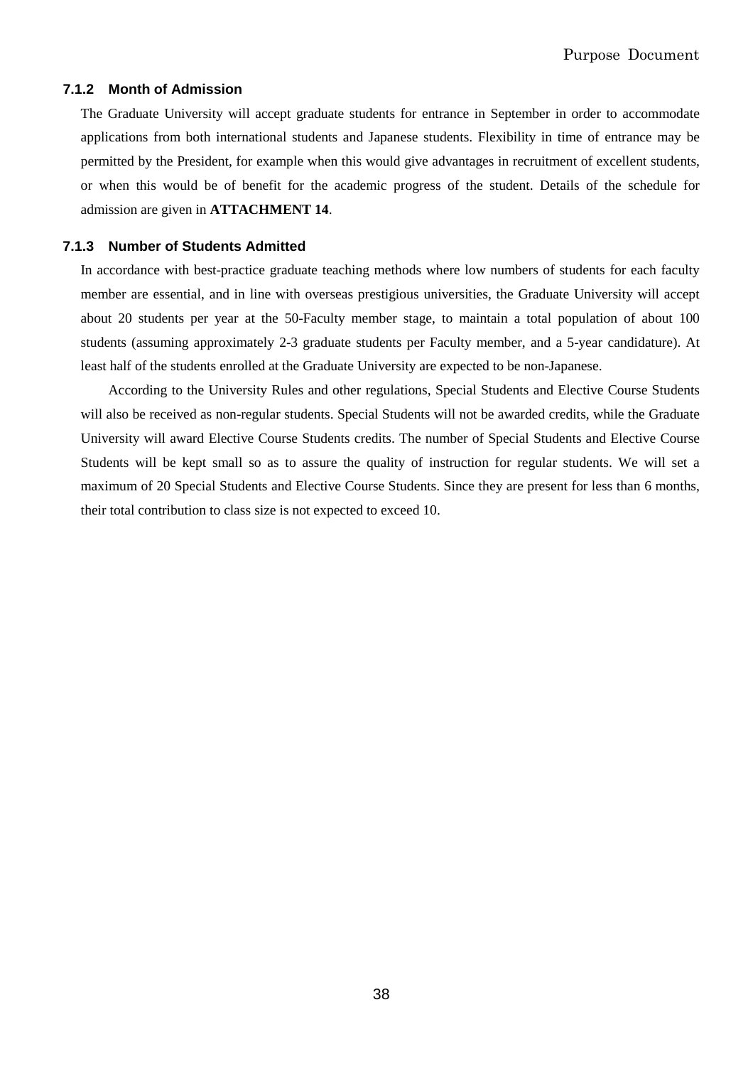### 7.1.2 Month of Admission

The Graduate University will accept graduate students for entrance in September in order to accommodate applications from both international students and Japanese students. Flexibility in time of entrance may be permitted by the President, for example when this would give advantages in recruitment of excellent students, or when this would be of benefit for the academic progress of the student. Details of the schedule for admission are given in **ATTACHMENT 14**.

### 7.1.3 Number of Students Admitted

In accordance with best-practice graduate teaching methods where low numbers of students for each faculty member are essential, and in line with overseas prestigious universities, the Graduate University will accept about 20 students per year at the 50-Faculty member stage, to maintain a total population of about 100 students (assuming approximately 2-3 graduate students per Faculty member, and a 5-year candidature). At least half of the students enrolled at the Graduate University are expected to be non-Japanese.

According to the University Rules and other regulations, Special Students and Elective Course Students will also be received as non-regular students. Special Students will not be awarded credits, while the Graduate University will award Elective Course Students credits. The number of Special Students and Elective Course Students will be kept small so as to assure the quality of instruction for regular students. We will set a maximum of 20 Special Students and Elective Course Students. Since they are present for less than 6 months, their total contribution to class size is not expected to exceed 10.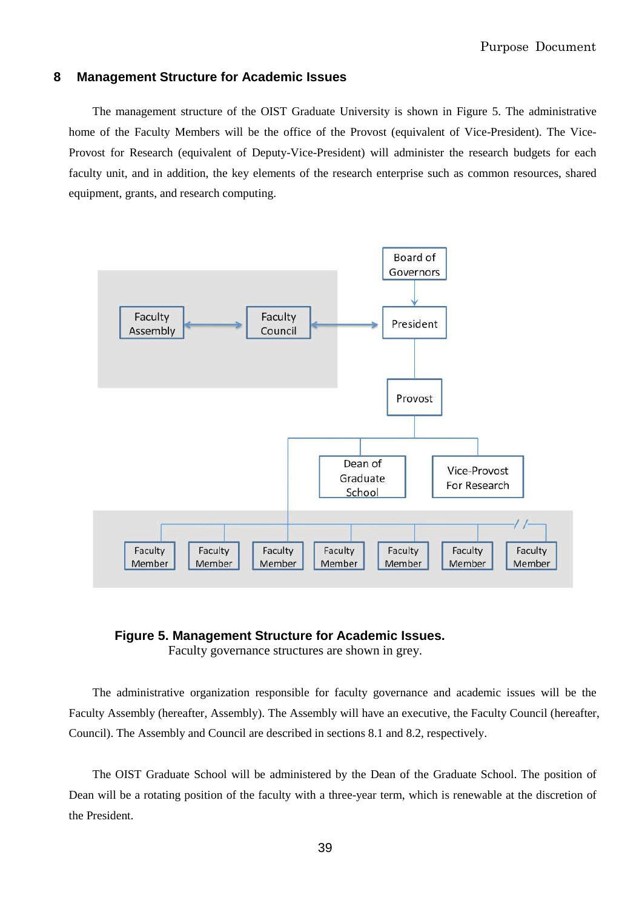## 8 Management Structure for Academic Issues

The management structure of the OIST Graduate University is shown in Figure 5. The administrative home of the Faculty Members will be the office of the Provost (equivalent of Vice-President). The Vice-Provost for Research (equivalent of Deputy-Vice-President) will administer the research budgets for each faculty unit, and in addition, the key elements of the research enterprise such as common resources, shared equipment, grants, and research computing.

Board of Governors

Faculty Assembly — Faculty Council — President

Provost

Dean of Graduate School

Vice-Provost For Research

Faculty Member | Faculty Member | Faculty Member | Faculty Member | Faculty Member | Faculty Member | Faculty Member

**Figure 5. Management Structure for Academic Issues.**
Faculty governance structures are shown in grey.

The administrative organization responsible for faculty governance and academic issues will be the Faculty Assembly (hereafter, Assembly). The Assembly will have an executive, the Faculty Council (hereafter, Council). The Assembly and Council are described in sections 8.1 and 8.2, respectively.

The OIST Graduate School will be administered by the Dean of the Graduate School. The position of Dean will be a rotating position of the faculty with a three-year term, which is renewable at the discretion of the President.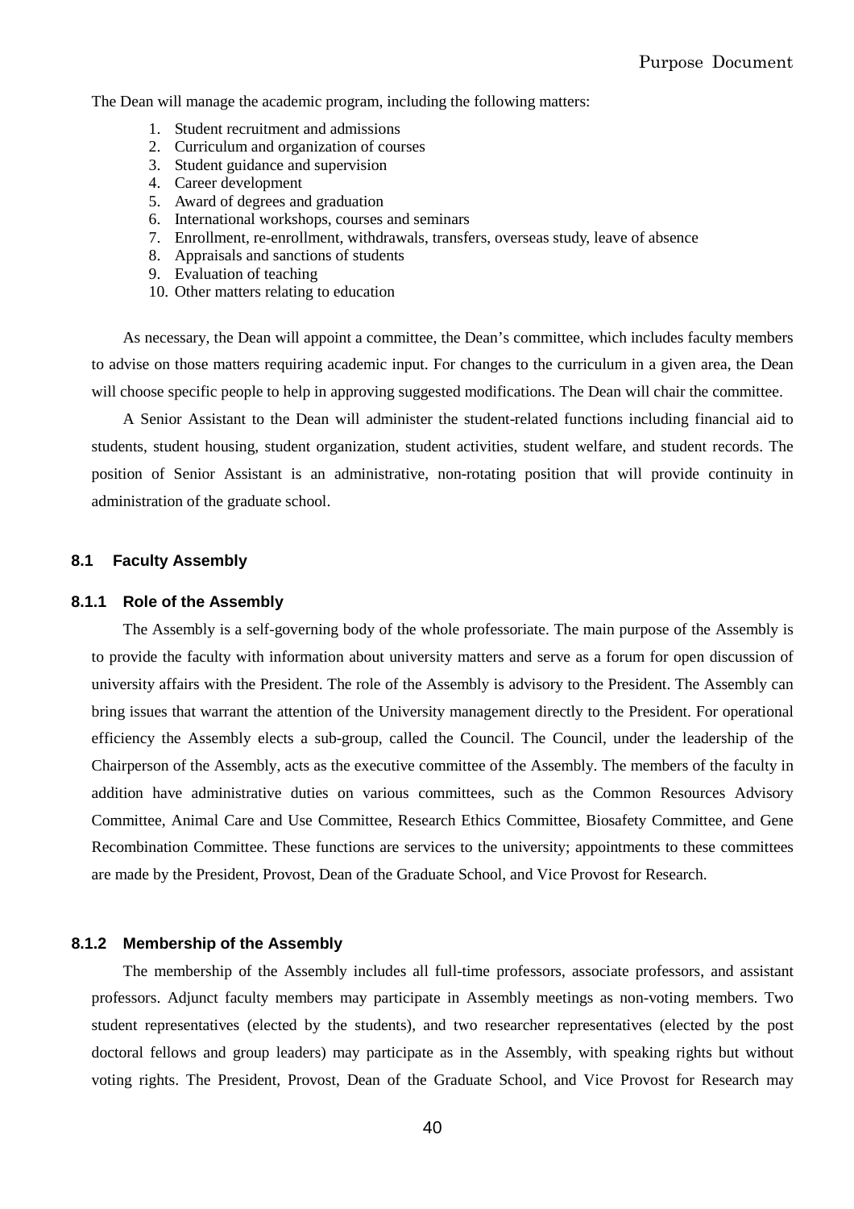The Dean will manage the academic program, including the following matters:

1. Student recruitment and admissions
2. Curriculum and organization of courses
3. Student guidance and supervision
4. Career development
5. Award of degrees and graduation
6. International workshops, courses and seminars
7. Enrollment, re-enrollment, withdrawals, transfers, overseas study, leave of absence
8. Appraisals and sanctions of students
9. Evaluation of teaching
10. Other matters relating to education

As necessary, the Dean will appoint a committee, the Dean's committee, which includes faculty members to advise on those matters requiring academic input. For changes to the curriculum in a given area, the Dean will choose specific people to help in approving suggested modifications. The Dean will chair the committee.

A Senior Assistant to the Dean will administer the student-related functions including financial aid to students, student housing, student organization, student activities, student welfare, and student records. The position of Senior Assistant is an administrative, non-rotating position that will provide continuity in administration of the graduate school.

## 8.1 Faculty Assembly

### 8.1.1 Role of the Assembly

The Assembly is a self-governing body of the whole professoriate. The main purpose of the Assembly is to provide the faculty with information about university matters and serve as a forum for open discussion of university affairs with the President. The role of the Assembly is advisory to the President. The Assembly can bring issues that warrant the attention of the University management directly to the President. For operational efficiency the Assembly elects a sub-group, called the Council. The Council, under the leadership of the Chairperson of the Assembly, acts as the executive committee of the Assembly. The members of the faculty in addition have administrative duties on various committees, such as the Common Resources Advisory Committee, Animal Care and Use Committee, Research Ethics Committee, Biosafety Committee, and Gene Recombination Committee. These functions are services to the university; appointments to these committees are made by the President, Provost, Dean of the Graduate School, and Vice Provost for Research.

### 8.1.2 Membership of the Assembly

The membership of the Assembly includes all full-time professors, associate professors, and assistant professors. Adjunct faculty members may participate in Assembly meetings as non-voting members. Two student representatives (elected by the students), and two researcher representatives (elected by the post doctoral fellows and group leaders) may participate as in the Assembly, with speaking rights but without voting rights. The President, Provost, Dean of the Graduate School, and Vice Provost for Research may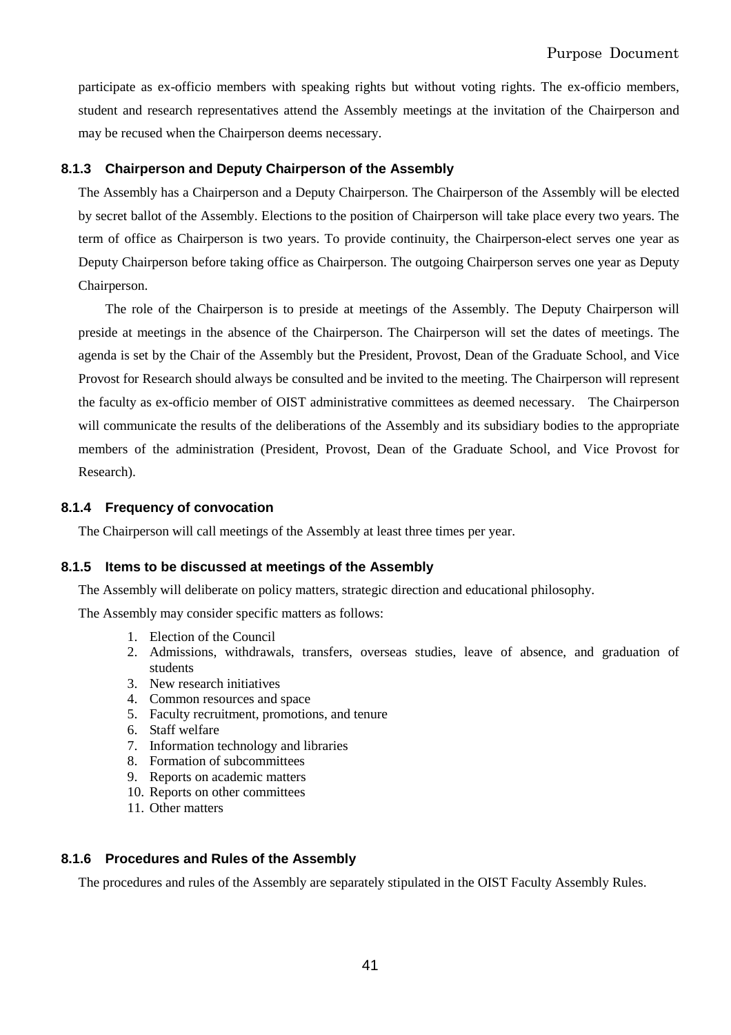participate as ex-officio members with speaking rights but without voting rights. The ex-officio members, student and research representatives attend the Assembly meetings at the invitation of the Chairperson and may be recused when the Chairperson deems necessary.

### 8.1.3 Chairperson and Deputy Chairperson of the Assembly

The Assembly has a Chairperson and a Deputy Chairperson. The Chairperson of the Assembly will be elected by secret ballot of the Assembly. Elections to the position of Chairperson will take place every two years. The term of office as Chairperson is two years. To provide continuity, the Chairperson-elect serves one year as Deputy Chairperson before taking office as Chairperson. The outgoing Chairperson serves one year as Deputy Chairperson.

The role of the Chairperson is to preside at meetings of the Assembly. The Deputy Chairperson will preside at meetings in the absence of the Chairperson. The Chairperson will set the dates of meetings. The agenda is set by the Chair of the Assembly but the President, Provost, Dean of the Graduate School, and Vice Provost for Research should always be consulted and be invited to the meeting. The Chairperson will represent the faculty as ex-officio member of OIST administrative committees as deemed necessary. The Chairperson will communicate the results of the deliberations of the Assembly and its subsidiary bodies to the appropriate members of the administration (President, Provost, Dean of the Graduate School, and Vice Provost for Research).

### 8.1.4 Frequency of convocation

The Chairperson will call meetings of the Assembly at least three times per year.

### 8.1.5 Items to be discussed at meetings of the Assembly

The Assembly will deliberate on policy matters, strategic direction and educational philosophy.

The Assembly may consider specific matters as follows:

1. Election of the Council
2. Admissions, withdrawals, transfers, overseas studies, leave of absence, and graduation of students
3. New research initiatives
4. Common resources and space
5. Faculty recruitment, promotions, and tenure
6. Staff welfare
7. Information technology and libraries
8. Formation of subcommittees
9. Reports on academic matters
10. Reports on other committees
11. Other matters

### 8.1.6 Procedures and Rules of the Assembly

The procedures and rules of the Assembly are separately stipulated in the OIST Faculty Assembly Rules.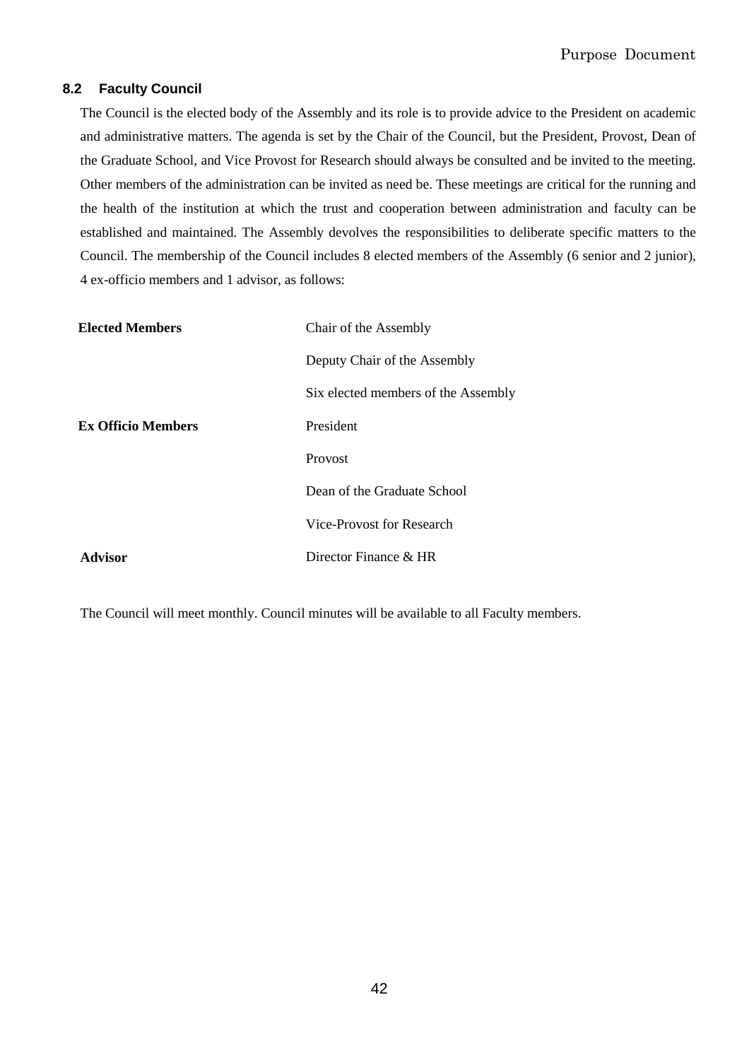## 8.2 Faculty Council

The Council is the elected body of the Assembly and its role is to provide advice to the President on academic and administrative matters. The agenda is set by the Chair of the Council, but the President, Provost, Dean of the Graduate School, and Vice Provost for Research should always be consulted and be invited to the meeting. Other members of the administration can be invited as need be. These meetings are critical for the running and the health of the institution at which the trust and cooperation between administration and faculty can be established and maintained. The Assembly devolves the responsibilities to deliberate specific matters to the Council. The membership of the Council includes 8 elected members of the Assembly (6 senior and 2 junior), 4 ex-officio members and 1 advisor, as follows:

| | |
|---|---|
| **Elected Members** | Chair of the Assembly |
| | Deputy Chair of the Assembly |
| | Six elected members of the Assembly |
| **Ex Officio Members** | President |
| | Provost |
| | Dean of the Graduate School |
| | Vice-Provost for Research |
| **Advisor** | Director Finance & HR |

The Council will meet monthly. Council minutes will be available to all Faculty members.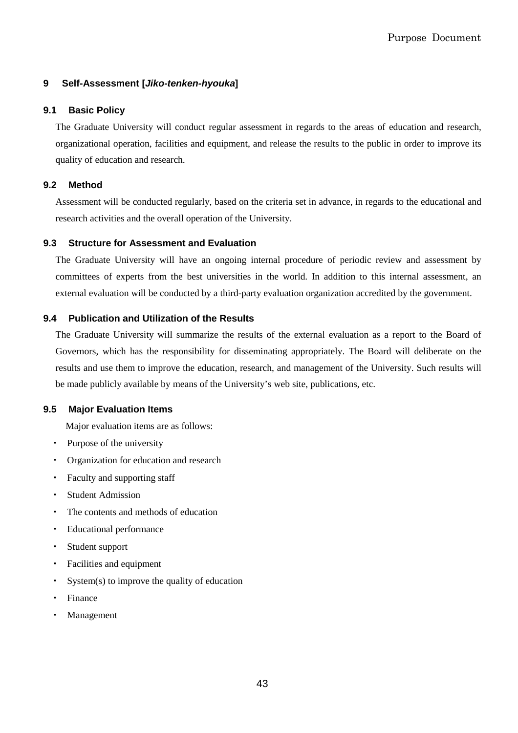## 9 Self-Assessment [*Jiko-tenken-hyouka*]

### 9.1 Basic Policy

The Graduate University will conduct regular assessment in regards to the areas of education and research, organizational operation, facilities and equipment, and release the results to the public in order to improve its quality of education and research.

### 9.2 Method

Assessment will be conducted regularly, based on the criteria set in advance, in regards to the educational and research activities and the overall operation of the University.

### 9.3 Structure for Assessment and Evaluation

The Graduate University will have an ongoing internal procedure of periodic review and assessment by committees of experts from the best universities in the world. In addition to this internal assessment, an external evaluation will be conducted by a third-party evaluation organization accredited by the government.

### 9.4 Publication and Utilization of the Results

The Graduate University will summarize the results of the external evaluation as a report to the Board of Governors, which has the responsibility for disseminating appropriately. The Board will deliberate on the results and use them to improve the education, research, and management of the University. Such results will be made publicly available by means of the University's web site, publications, etc.

### 9.5 Major Evaluation Items

Major evaluation items are as follows:

- Purpose of the university
- Organization for education and research
- Faculty and supporting staff
- Student Admission
- The contents and methods of education
- Educational performance
- Student support
- Facilities and equipment
- System(s) to improve the quality of education
- Finance
- Management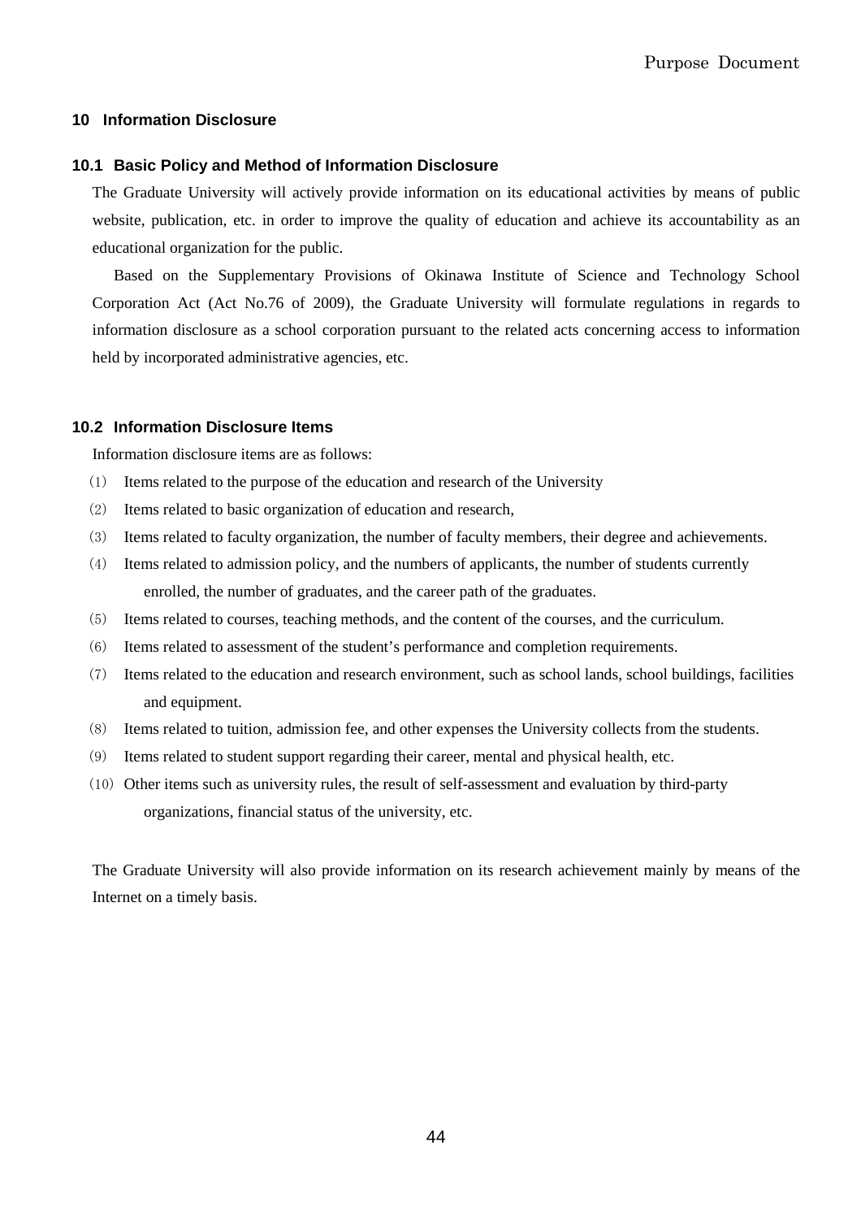## 10 Information Disclosure

### 10.1 Basic Policy and Method of Information Disclosure

The Graduate University will actively provide information on its educational activities by means of public website, publication, etc. in order to improve the quality of education and achieve its accountability as an educational organization for the public.

Based on the Supplementary Provisions of Okinawa Institute of Science and Technology School Corporation Act (Act No.76 of 2009), the Graduate University will formulate regulations in regards to information disclosure as a school corporation pursuant to the related acts concerning access to information held by incorporated administrative agencies, etc.

### 10.2 Information Disclosure Items

Information disclosure items are as follows:

(1) Items related to the purpose of the education and research of the University

(2) Items related to basic organization of education and research,

(3) Items related to faculty organization, the number of faculty members, their degree and achievements.

(4) Items related to admission policy, and the numbers of applicants, the number of students currently enrolled, the number of graduates, and the career path of the graduates.

(5) Items related to courses, teaching methods, and the content of the courses, and the curriculum.

(6) Items related to assessment of the student's performance and completion requirements.

(7) Items related to the education and research environment, such as school lands, school buildings, facilities and equipment.

(8) Items related to tuition, admission fee, and other expenses the University collects from the students.

(9) Items related to student support regarding their career, mental and physical health, etc.

(10) Other items such as university rules, the result of self-assessment and evaluation by third-party organizations, financial status of the university, etc.

The Graduate University will also provide information on its research achievement mainly by means of the Internet on a timely basis.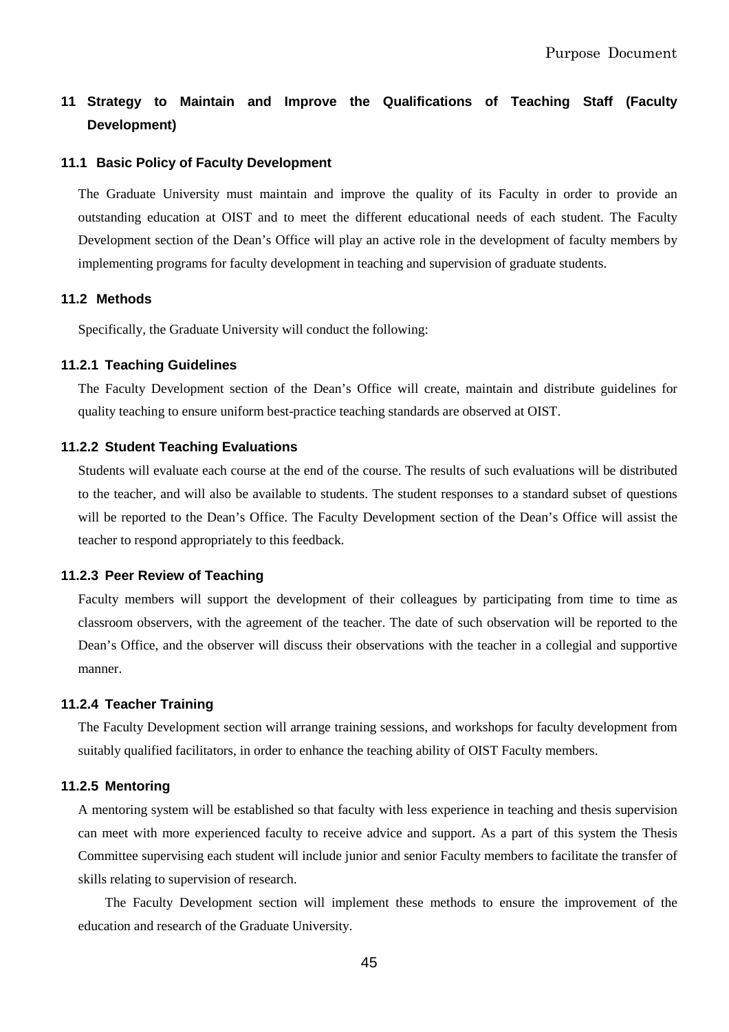## 11 Strategy to Maintain and Improve the Qualifications of Teaching Staff (Faculty Development)

### 11.1 Basic Policy of Faculty Development

The Graduate University must maintain and improve the quality of its Faculty in order to provide an outstanding education at OIST and to meet the different educational needs of each student. The Faculty Development section of the Dean's Office will play an active role in the development of faculty members by implementing programs for faculty development in teaching and supervision of graduate students.

### 11.2 Methods

Specifically, the Graduate University will conduct the following:

#### 11.2.1 Teaching Guidelines

The Faculty Development section of the Dean's Office will create, maintain and distribute guidelines for quality teaching to ensure uniform best-practice teaching standards are observed at OIST.

#### 11.2.2 Student Teaching Evaluations

Students will evaluate each course at the end of the course. The results of such evaluations will be distributed to the teacher, and will also be available to students. The student responses to a standard subset of questions will be reported to the Dean's Office. The Faculty Development section of the Dean's Office will assist the teacher to respond appropriately to this feedback.

#### 11.2.3 Peer Review of Teaching

Faculty members will support the development of their colleagues by participating from time to time as classroom observers, with the agreement of the teacher. The date of such observation will be reported to the Dean's Office, and the observer will discuss their observations with the teacher in a collegial and supportive manner.

#### 11.2.4 Teacher Training

The Faculty Development section will arrange training sessions, and workshops for faculty development from suitably qualified facilitators, in order to enhance the teaching ability of OIST Faculty members.

#### 11.2.5 Mentoring

A mentoring system will be established so that faculty with less experience in teaching and thesis supervision can meet with more experienced faculty to receive advice and support. As a part of this system the Thesis Committee supervising each student will include junior and senior Faculty members to facilitate the transfer of skills relating to supervision of research.

The Faculty Development section will implement these methods to ensure the improvement of the education and research of the Graduate University.